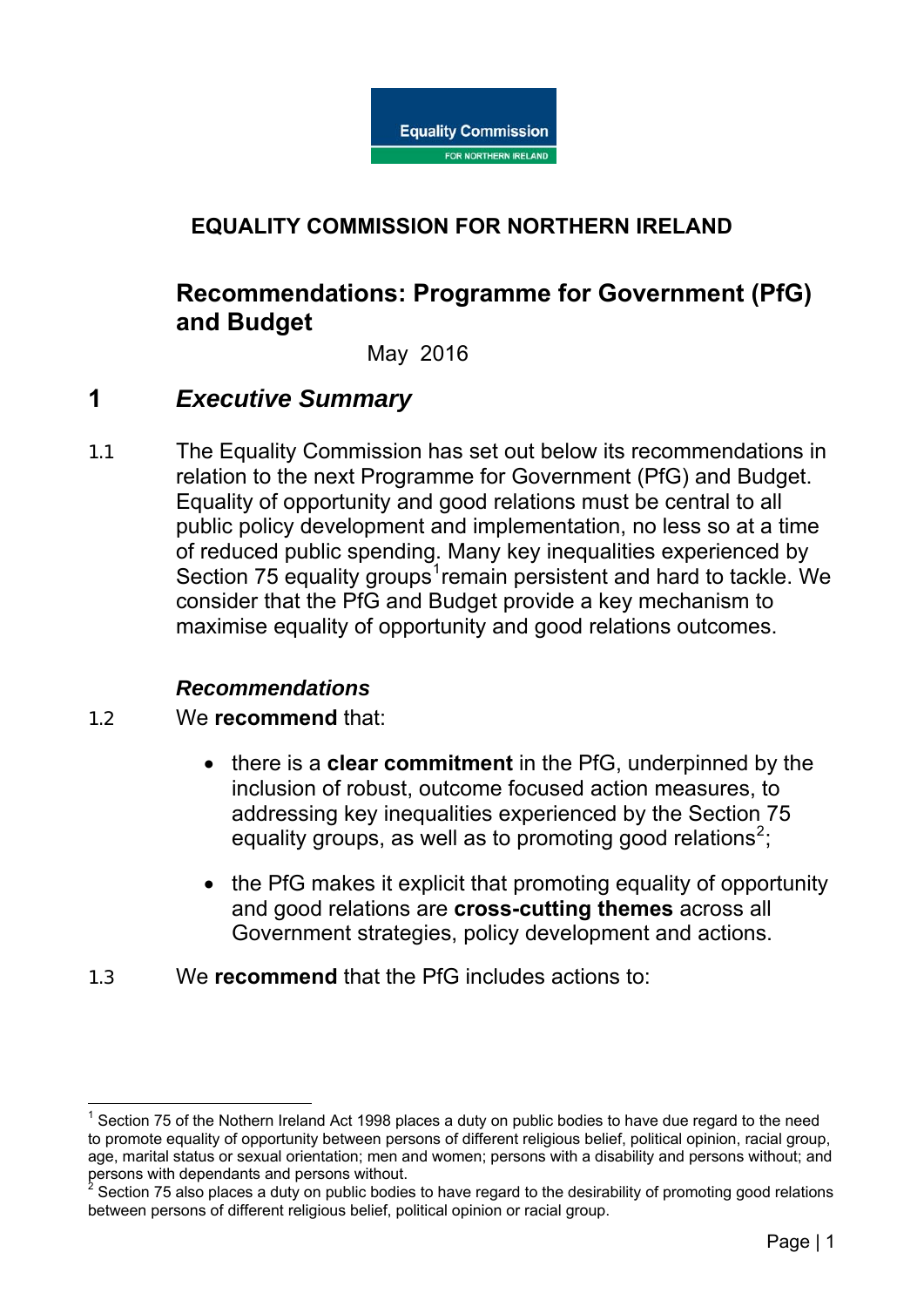Equality Commission FOR NORTHERN IRELAND

# EQUALITY COMMISSION FOR NORTHERN IRELAND

## Recommendations: Programme for Government (PfG) and Budget

May 2016

## 1 *Executive Summary*

1.1 The Equality Commission has set out below its recommendations in relation to the next Programme for Government (PfG) and Budget. Equality of opportunity and good relations must be central to all public policy development and implementation, no less so at a time of reduced public spending. Many key inequalities experienced by Section 75 equality groups[1] remain persistent and hard to tackle. We consider that the PfG and Budget provide a key mechanism to maximise equality of opportunity and good relations outcomes.

### *Recommendations*

1.2 We **recommend** that:

- there is a **clear commitment** in the PfG, underpinned by the inclusion of robust, outcome focused action measures, to addressing key inequalities experienced by the Section 75 equality groups, as well as to promoting good relations[2];
- the PfG makes it explicit that promoting equality of opportunity and good relations are **cross-cutting themes** across all Government strategies, policy development and actions.

1.3 We **recommend** that the PfG includes actions to:

---

[1] Section 75 of the Northern Ireland Act 1998 places a duty on public bodies to have due regard to the need to promote equality of opportunity between persons of different religious belief, political opinion, racial group, age, marital status or sexual orientation; men and women; persons with a disability and persons without; and persons with dependants and persons without.

[2] Section 75 also places a duty on public bodies to have regard to the desirability of promoting good relations between persons of different religious belief, political opinion or racial group.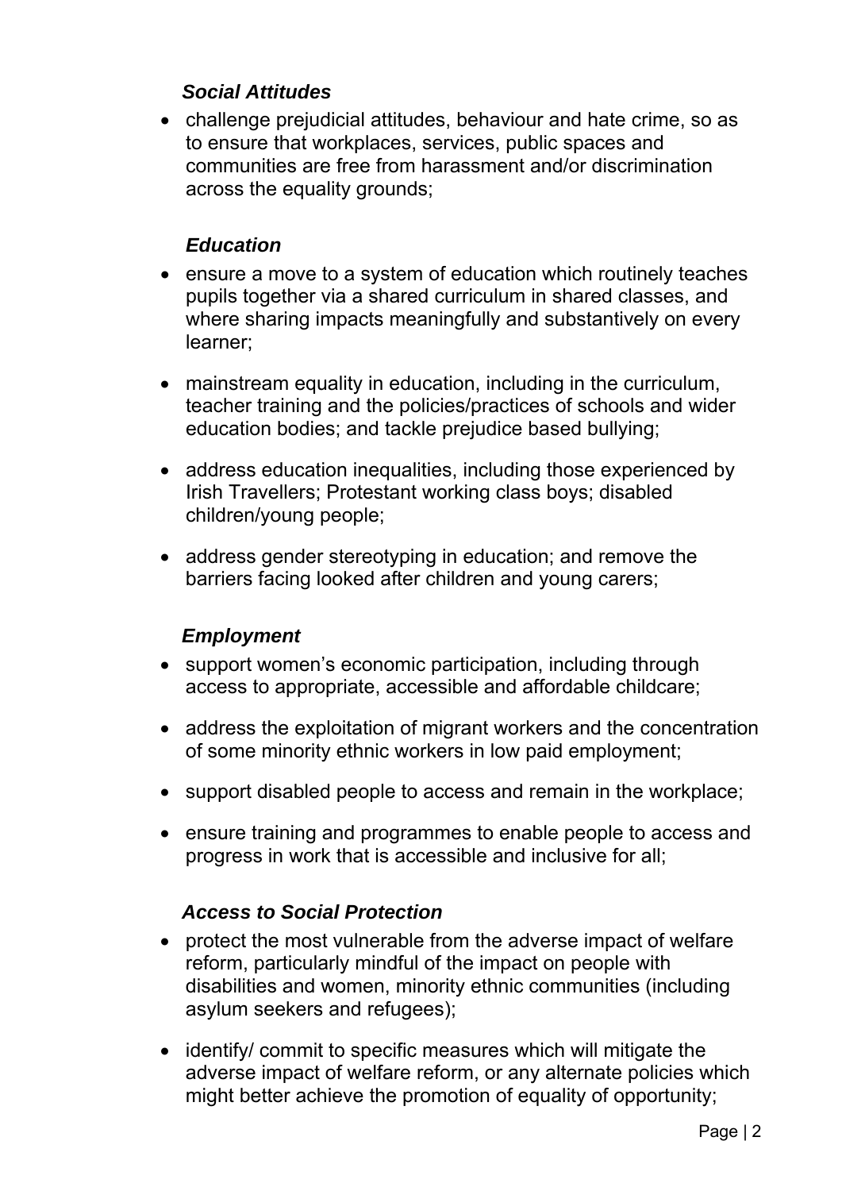***Social Attitudes***

- challenge prejudicial attitudes, behaviour and hate crime, so as to ensure that workplaces, services, public spaces and communities are free from harassment and/or discrimination across the equality grounds;

***Education***

- ensure a move to a system of education which routinely teaches pupils together via a shared curriculum in shared classes, and where sharing impacts meaningfully and substantively on every learner;
- mainstream equality in education, including in the curriculum, teacher training and the policies/practices of schools and wider education bodies; and tackle prejudice based bullying;
- address education inequalities, including those experienced by Irish Travellers; Protestant working class boys; disabled children/young people;
- address gender stereotyping in education; and remove the barriers facing looked after children and young carers;

***Employment***

- support women's economic participation, including through access to appropriate, accessible and affordable childcare;
- address the exploitation of migrant workers and the concentration of some minority ethnic workers in low paid employment;
- support disabled people to access and remain in the workplace;
- ensure training and programmes to enable people to access and progress in work that is accessible and inclusive for all;

***Access to Social Protection***

- protect the most vulnerable from the adverse impact of welfare reform, particularly mindful of the impact on people with disabilities and women, minority ethnic communities (including asylum seekers and refugees);
- identify/ commit to specific measures which will mitigate the adverse impact of welfare reform, or any alternate policies which might better achieve the promotion of equality of opportunity;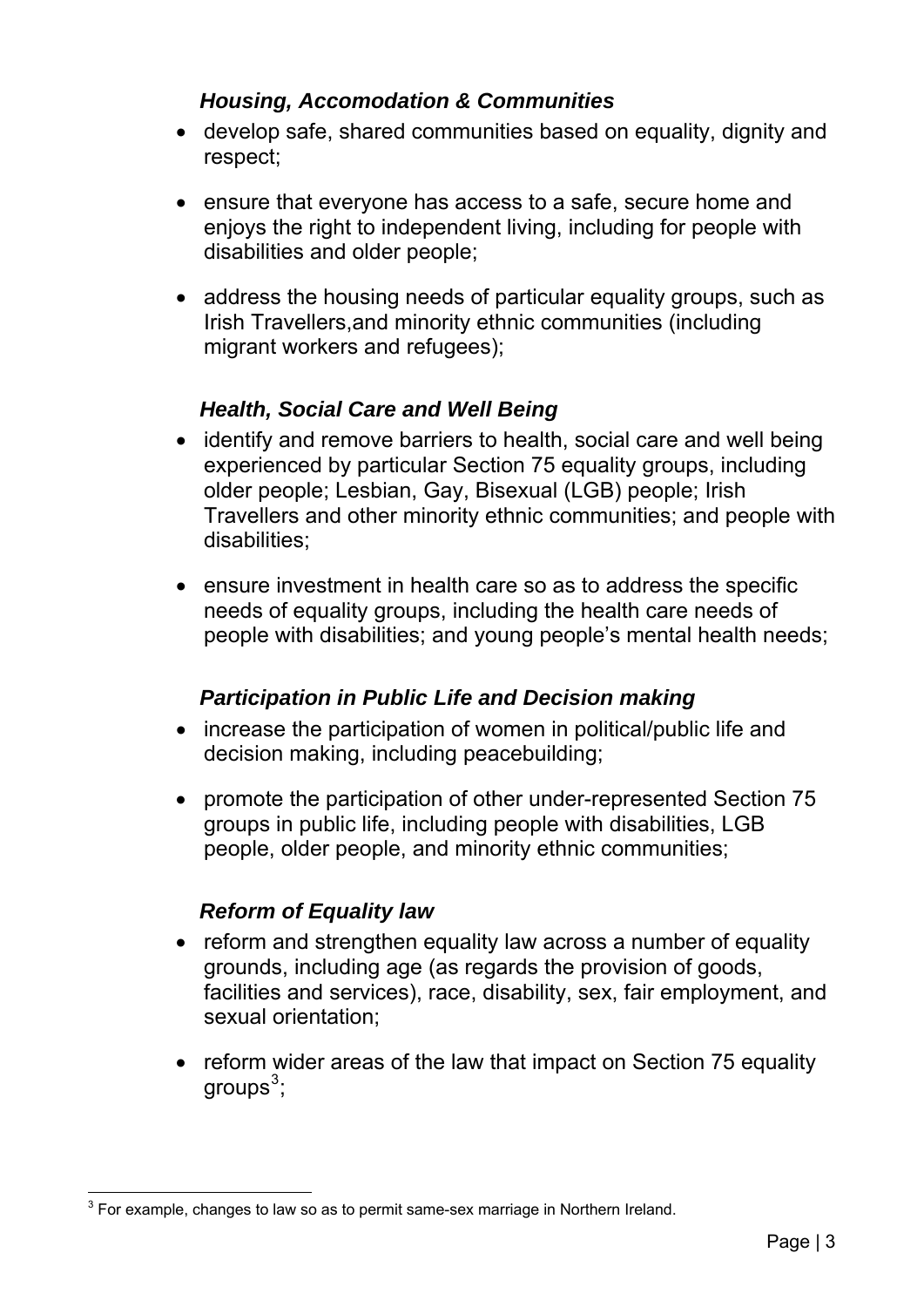***Housing, Accomodation & Communities***

- develop safe, shared communities based on equality, dignity and respect;
- ensure that everyone has access to a safe, secure home and enjoys the right to independent living, including for people with disabilities and older people;
- address the housing needs of particular equality groups, such as Irish Travellers,and minority ethnic communities (including migrant workers and refugees);

***Health, Social Care and Well Being***

- identify and remove barriers to health, social care and well being experienced by particular Section 75 equality groups, including older people; Lesbian, Gay, Bisexual (LGB) people; Irish Travellers and other minority ethnic communities; and people with disabilities;
- ensure investment in health care so as to address the specific needs of equality groups, including the health care needs of people with disabilities; and young people's mental health needs;

***Participation in Public Life and Decision making***

- increase the participation of women in political/public life and decision making, including peacebuilding;
- promote the participation of other under-represented Section 75 groups in public life, including people with disabilities, LGB people, older people, and minority ethnic communities;

***Reform of Equality law***

- reform and strengthen equality law across a number of equality grounds, including age (as regards the provision of goods, facilities and services), race, disability, sex, fair employment, and sexual orientation;
- reform wider areas of the law that impact on Section 75 equality groups[3];

[3] For example, changes to law so as to permit same-sex marriage in Northern Ireland.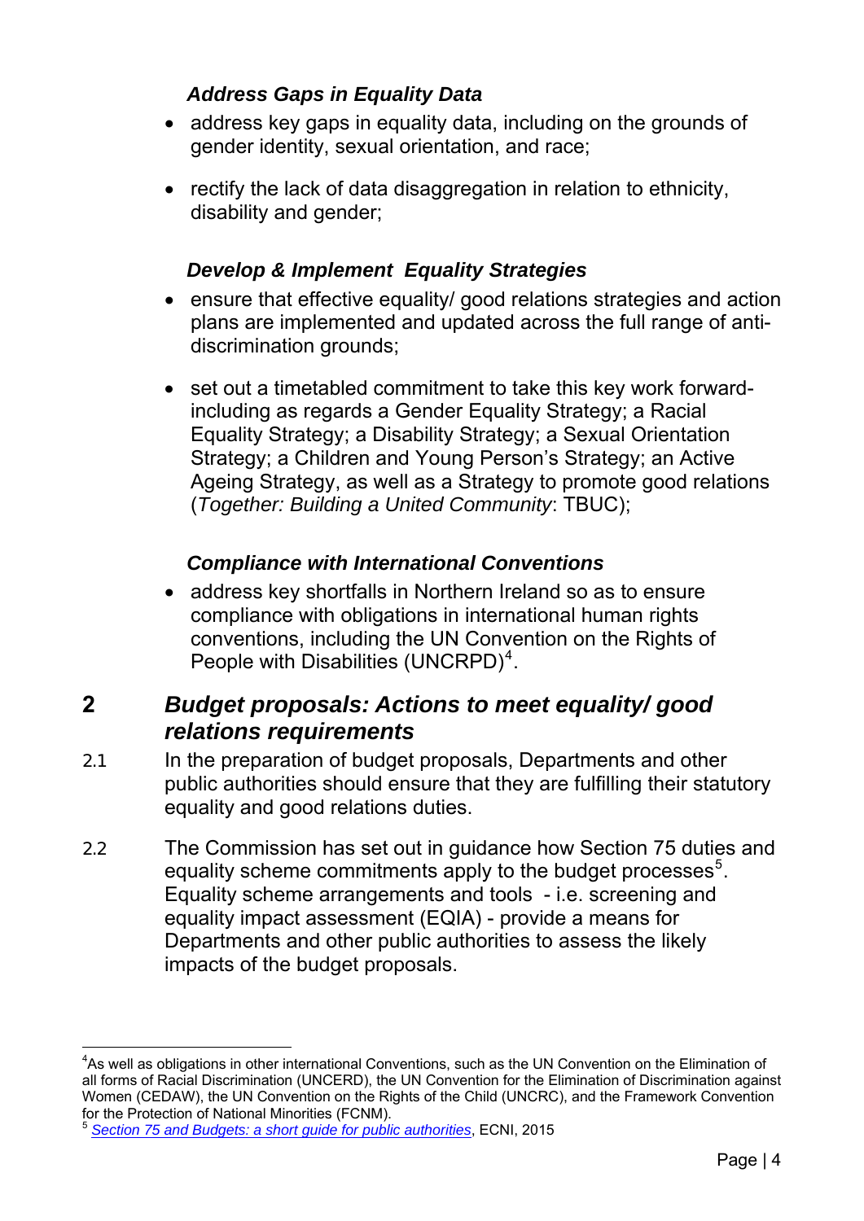***Address Gaps in Equality Data***

- address key gaps in equality data, including on the grounds of gender identity, sexual orientation, and race;
- rectify the lack of data disaggregation in relation to ethnicity, disability and gender;

***Develop & Implement Equality Strategies***

- ensure that effective equality/ good relations strategies and action plans are implemented and updated across the full range of anti-discrimination grounds;
- set out a timetabled commitment to take this key work forward- including as regards a Gender Equality Strategy; a Racial Equality Strategy; a Disability Strategy; a Sexual Orientation Strategy; a Children and Young Person's Strategy; an Active Ageing Strategy, as well as a Strategy to promote good relations (*Together: Building a United Community*: TBUC);

***Compliance with International Conventions***

- address key shortfalls in Northern Ireland so as to ensure compliance with obligations in international human rights conventions, including the UN Convention on the Rights of People with Disabilities (UNCRPD)[4].

## 2 *Budget proposals: Actions to meet equality/ good relations requirements*

2.1 In the preparation of budget proposals, Departments and other public authorities should ensure that they are fulfilling their statutory equality and good relations duties.

2.2 The Commission has set out in guidance how Section 75 duties and equality scheme commitments apply to the budget processes[5]. Equality scheme arrangements and tools - i.e. screening and equality impact assessment (EQIA) - provide a means for Departments and other public authorities to assess the likely impacts of the budget proposals.

---

[4] As well as obligations in other international Conventions, such as the UN Convention on the Elimination of all forms of Racial Discrimination (UNCERD), the UN Convention for the Elimination of Discrimination against Women (CEDAW), the UN Convention on the Rights of the Child (UNCRC), and the Framework Convention for the Protection of National Minorities (FCNM).

[5] *Section 75 and Budgets: a short guide for public authorities*, ECNI, 2015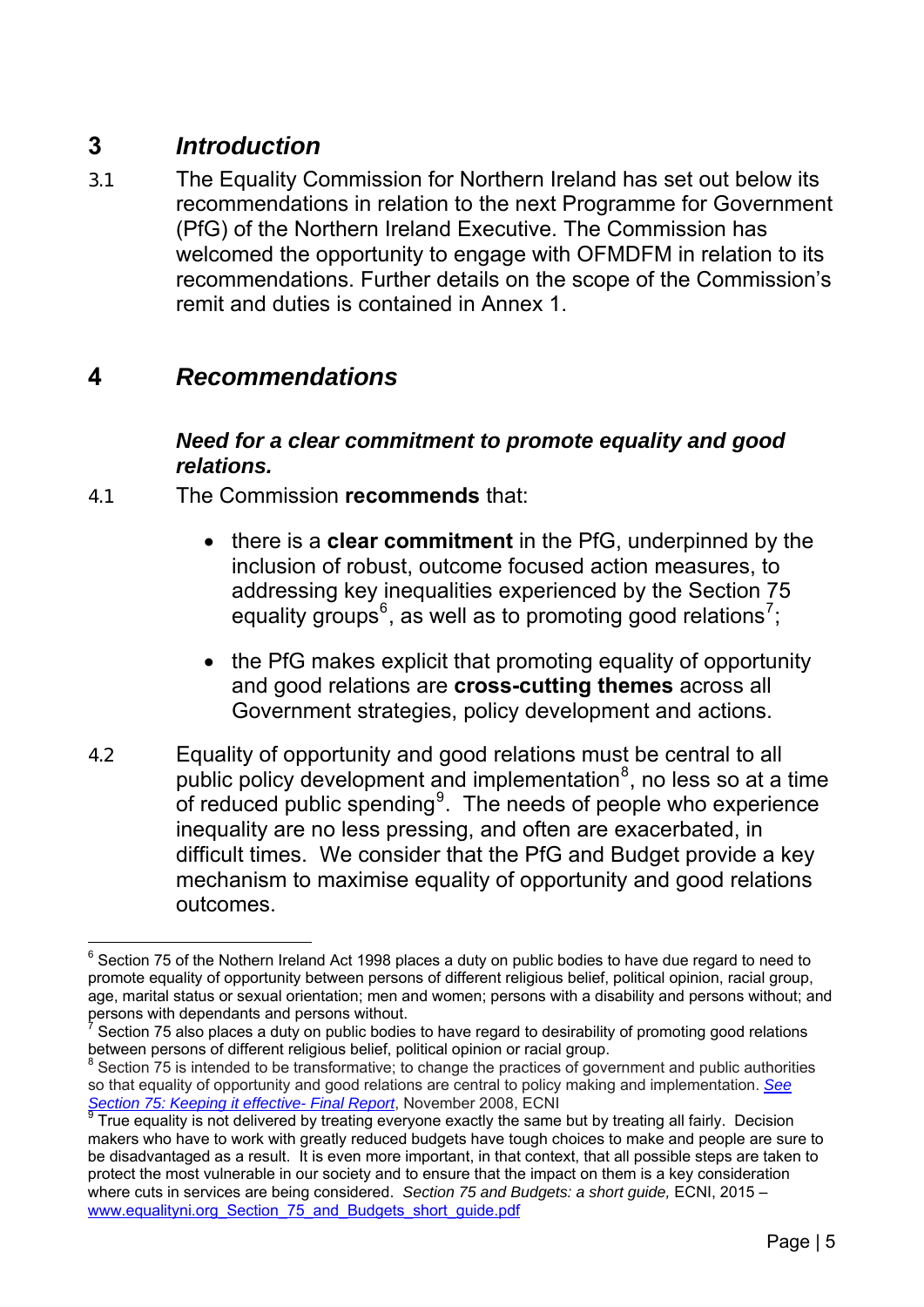## 3 *Introduction*

3.1 The Equality Commission for Northern Ireland has set out below its recommendations in relation to the next Programme for Government (PfG) of the Northern Ireland Executive. The Commission has welcomed the opportunity to engage with OFMDFM in relation to its recommendations. Further details on the scope of the Commission's remit and duties is contained in Annex 1.

## 4 *Recommendations*

### *Need for a clear commitment to promote equality and good relations.*

4.1 The Commission **recommends** that:

- there is a **clear commitment** in the PfG, underpinned by the inclusion of robust, outcome focused action measures, to addressing key inequalities experienced by the Section 75 equality groups[6], as well as to promoting good relations[7];

- the PfG makes explicit that promoting equality of opportunity and good relations are **cross-cutting themes** across all Government strategies, policy development and actions.

4.2 Equality of opportunity and good relations must be central to all public policy development and implementation[8], no less so at a time of reduced public spending[9]. The needs of people who experience inequality are no less pressing, and often are exacerbated, in difficult times. We consider that the PfG and Budget provide a key mechanism to maximise equality of opportunity and good relations outcomes.

---

[6] Section 75 of the Nothern Ireland Act 1998 places a duty on public bodies to have due regard to need to promote equality of opportunity between persons of different religious belief, political opinion, racial group, age, marital status or sexual orientation; men and women; persons with a disability and persons without; and persons with dependants and persons without.

[7] Section 75 also places a duty on public bodies to have regard to desirability of promoting good relations between persons of different religious belief, political opinion or racial group.

[8] Section 75 is intended to be transformative; to change the practices of government and public authorities so that equality of opportunity and good relations are central to policy making and implementation. *See Section 75: Keeping it effective- Final Report*, November 2008, ECNI

[9] True equality is not delivered by treating everyone exactly the same but by treating all fairly. Decision makers who have to work with greatly reduced budgets have tough choices to make and people are sure to be disadvantaged as a result. It is even more important, in that context, that all possible steps are taken to protect the most vulnerable in our society and to ensure that the impact on them is a key consideration where cuts in services are being considered. *Section 75 and Budgets: a short guide,* ECNI, 2015 – www.equalityni.org_Section_75_and_Budgets_short_guide.pdf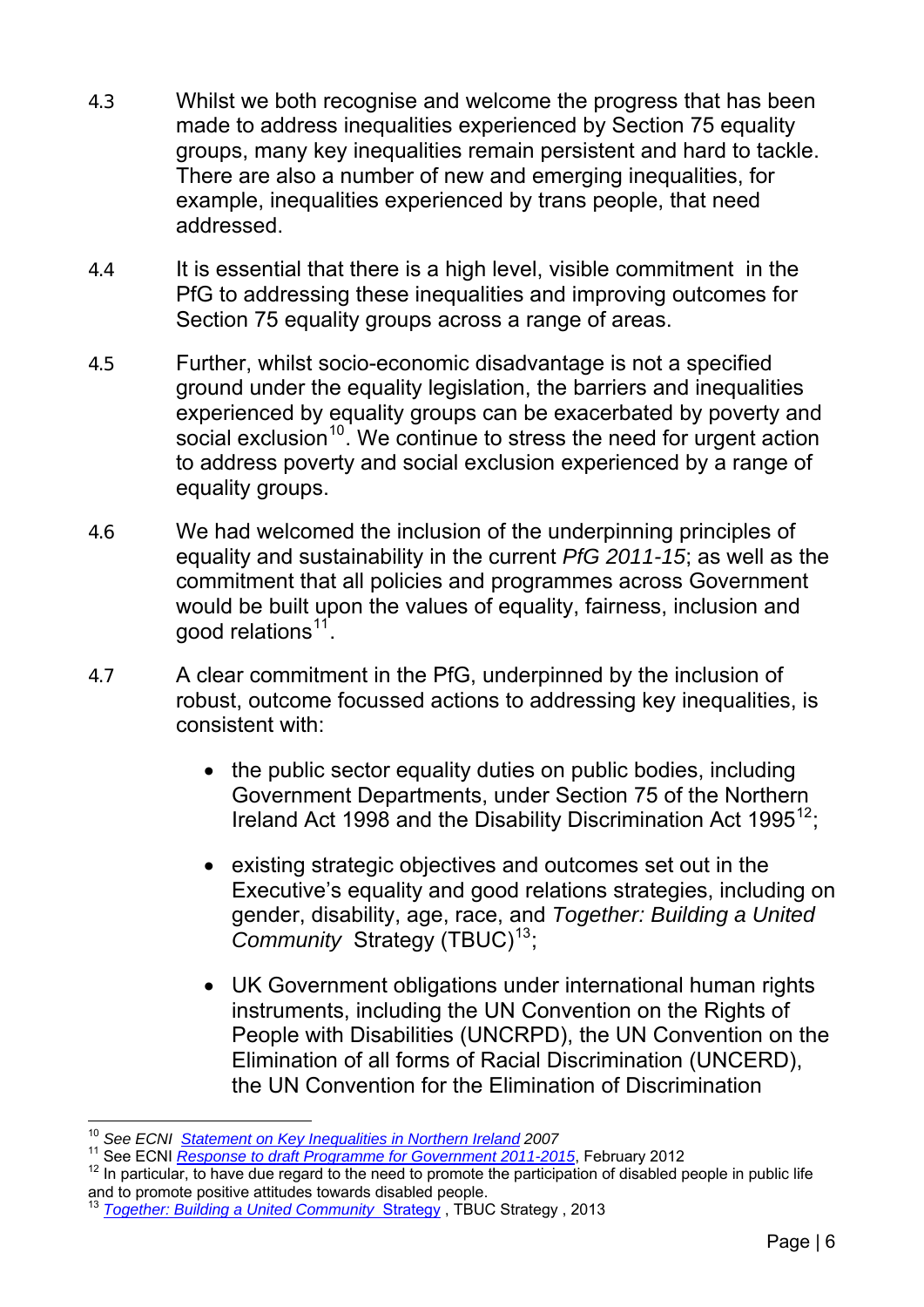4.3 Whilst we both recognise and welcome the progress that has been made to address inequalities experienced by Section 75 equality groups, many key inequalities remain persistent and hard to tackle. There are also a number of new and emerging inequalities, for example, inequalities experienced by trans people, that need addressed.

4.4 It is essential that there is a high level, visible commitment in the PfG to addressing these inequalities and improving outcomes for Section 75 equality groups across a range of areas.

4.5 Further, whilst socio-economic disadvantage is not a specified ground under the equality legislation, the barriers and inequalities experienced by equality groups can be exacerbated by poverty and social exclusion[10]. We continue to stress the need for urgent action to address poverty and social exclusion experienced by a range of equality groups.

4.6 We had welcomed the inclusion of the underpinning principles of equality and sustainability in the current *PfG 2011-15*; as well as the commitment that all policies and programmes across Government would be built upon the values of equality, fairness, inclusion and good relations[11].

4.7 A clear commitment in the PfG, underpinned by the inclusion of robust, outcome focussed actions to addressing key inequalities, is consistent with:

- the public sector equality duties on public bodies, including Government Departments, under Section 75 of the Northern Ireland Act 1998 and the Disability Discrimination Act 1995[12];
- existing strategic objectives and outcomes set out in the Executive's equality and good relations strategies, including on gender, disability, age, race, and *Together: Building a United Community* Strategy (TBUC)[13];
- UK Government obligations under international human rights instruments, including the UN Convention on the Rights of People with Disabilities (UNCRPD), the UN Convention on the Elimination of all forms of Racial Discrimination (UNCERD), the UN Convention for the Elimination of Discrimination

---

[10] *See ECNI [Statement on Key Inequalities in Northern Ireland](#) 2007*

[11] See ECNI *[Response to draft Programme for Government 2011-2015](#)*, February 2012

[12] In particular, to have due regard to the need to promote the participation of disabled people in public life and to promote positive attitudes towards disabled people.

[13] *[Together: Building a United Community](#)* [Strategy](#) , TBUC Strategy , 2013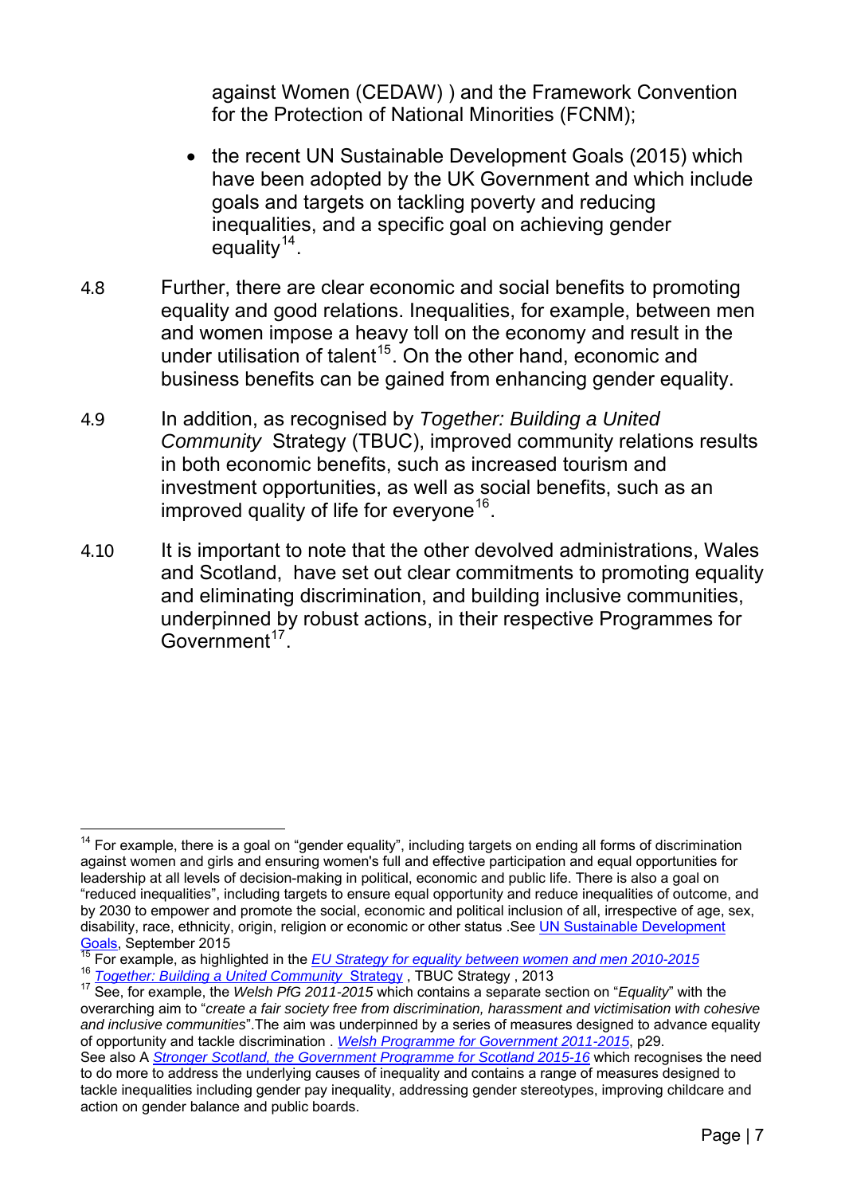against Women (CEDAW) ) and the Framework Convention for the Protection of National Minorities (FCNM);

- the recent UN Sustainable Development Goals (2015) which have been adopted by the UK Government and which include goals and targets on tackling poverty and reducing inequalities, and a specific goal on achieving gender equality[14].

4.8 Further, there are clear economic and social benefits to promoting equality and good relations. Inequalities, for example, between men and women impose a heavy toll on the economy and result in the under utilisation of talent[15]. On the other hand, economic and business benefits can be gained from enhancing gender equality.

4.9 In addition, as recognised by *Together: Building a United Community* Strategy (TBUC), improved community relations results in both economic benefits, such as increased tourism and investment opportunities, as well as social benefits, such as an improved quality of life for everyone[16].

4.10 It is important to note that the other devolved administrations, Wales and Scotland, have set out clear commitments to promoting equality and eliminating discrimination, and building inclusive communities, underpinned by robust actions, in their respective Programmes for Government[17].

---

[14] For example, there is a goal on "gender equality", including targets on ending all forms of discrimination against women and girls and ensuring women's full and effective participation and equal opportunities for leadership at all levels of decision-making in political, economic and public life. There is also a goal on "reduced inequalities", including targets to ensure equal opportunity and reduce inequalities of outcome, and by 2030 to empower and promote the social, economic and political inclusion of all, irrespective of age, sex, disability, race, ethnicity, origin, religion or economic or other status .See UN Sustainable Development Goals, September 2015

[15] For example, as highlighted in the *EU Strategy for equality between women and men 2010-2015*

[16] *Together: Building a United Community* Strategy , TBUC Strategy , 2013

[17] See, for example, the *Welsh PfG 2011-2015* which contains a separate section on "*Equality*" with the overarching aim to "*create a fair society free from discrimination, harassment and victimisation with cohesive and inclusive communities*".The aim was underpinned by a series of measures designed to advance equality of opportunity and tackle discrimination . *Welsh Programme for Government 2011-2015*, p29.
See also A *Stronger Scotland, the Government Programme for Scotland 2015-16* which recognises the need to do more to address the underlying causes of inequality and contains a range of measures designed to tackle inequalities including gender pay inequality, addressing gender stereotypes, improving childcare and action on gender balance and public boards.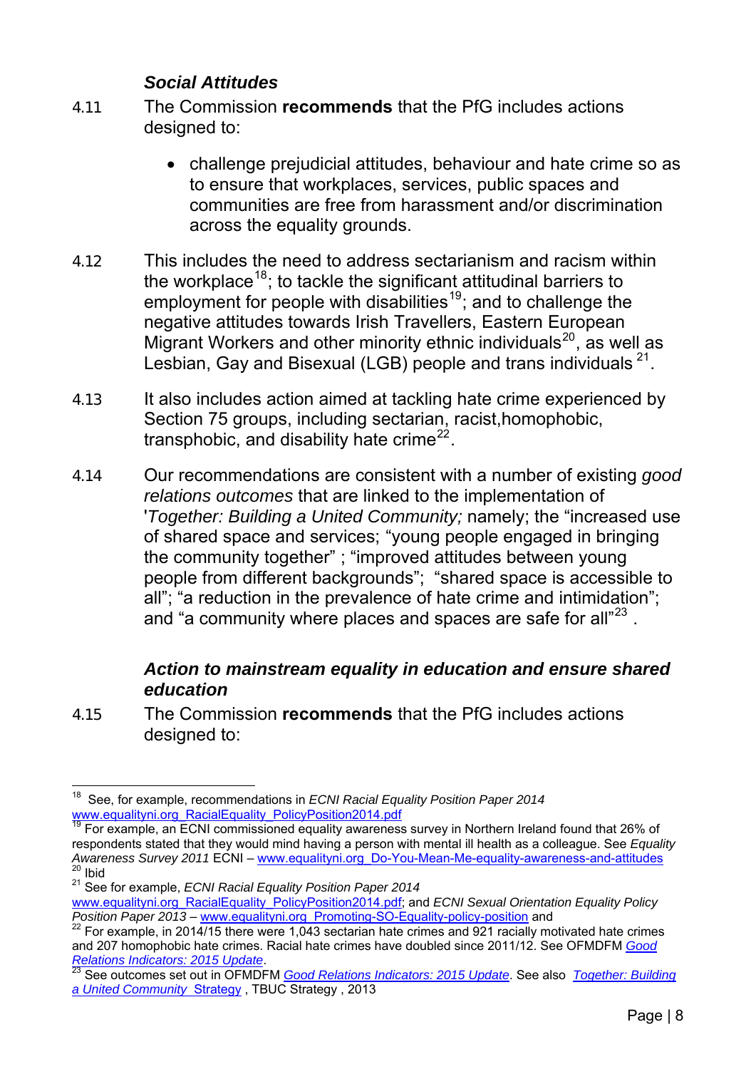### *Social Attitudes*

4.11 The Commission **recommends** that the PfG includes actions designed to:

- challenge prejudicial attitudes, behaviour and hate crime so as to ensure that workplaces, services, public spaces and communities are free from harassment and/or discrimination across the equality grounds.

4.12 This includes the need to address sectarianism and racism within the workplace[18]; to tackle the significant attitudinal barriers to employment for people with disabilities[19]; and to challenge the negative attitudes towards Irish Travellers, Eastern European Migrant Workers and other minority ethnic individuals[20], as well as Lesbian, Gay and Bisexual (LGB) people and trans individuals [21].

4.13 It also includes action aimed at tackling hate crime experienced by Section 75 groups, including sectarian, racist,homophobic, transphobic, and disability hate crime[22].

4.14 Our recommendations are consistent with a number of existing *good relations outcomes* that are linked to the implementation of '*Together: Building a United Community;* namely; the "increased use of shared space and services; "young people engaged in bringing the community together" ; "improved attitudes between young people from different backgrounds"; "shared space is accessible to all"; "a reduction in the prevalence of hate crime and intimidation"; and "a community where places and spaces are safe for all"[23] .

### *Action to mainstream equality in education and ensure shared education*

4.15 The Commission **recommends** that the PfG includes actions designed to:

---

[18] See, for example, recommendations in *ECNI Racial Equality Position Paper 2014* www.equalityni.org_RacialEquality_PolicyPosition2014.pdf

[19] For example, an ECNI commissioned equality awareness survey in Northern Ireland found that 26% of respondents stated that they would mind having a person with mental ill health as a colleague. See *Equality Awareness Survey 2011* ECNI – www.equalityni.org_Do-You-Mean-Me-equality-awareness-and-attitudes

[20] Ibid

[21] See for example, *ECNI Racial Equality Position Paper 2014* www.equalityni.org_RacialEquality_PolicyPosition2014.pdf; and *ECNI Sexual Orientation Equality Policy Position Paper 2013* – www.equalityni.org_Promoting-SO-Equality-policy-position and

[22] For example, in 2014/15 there were 1,043 sectarian hate crimes and 921 racially motivated hate crimes and 207 homophobic hate crimes. Racial hate crimes have doubled since 2011/12. See OFMDFM *Good Relations Indicators: 2015 Update*.

[23] See outcomes set out in OFMDFM *Good Relations Indicators: 2015 Update*. See also *Together: Building a United Community* Strategy , TBUC Strategy , 2013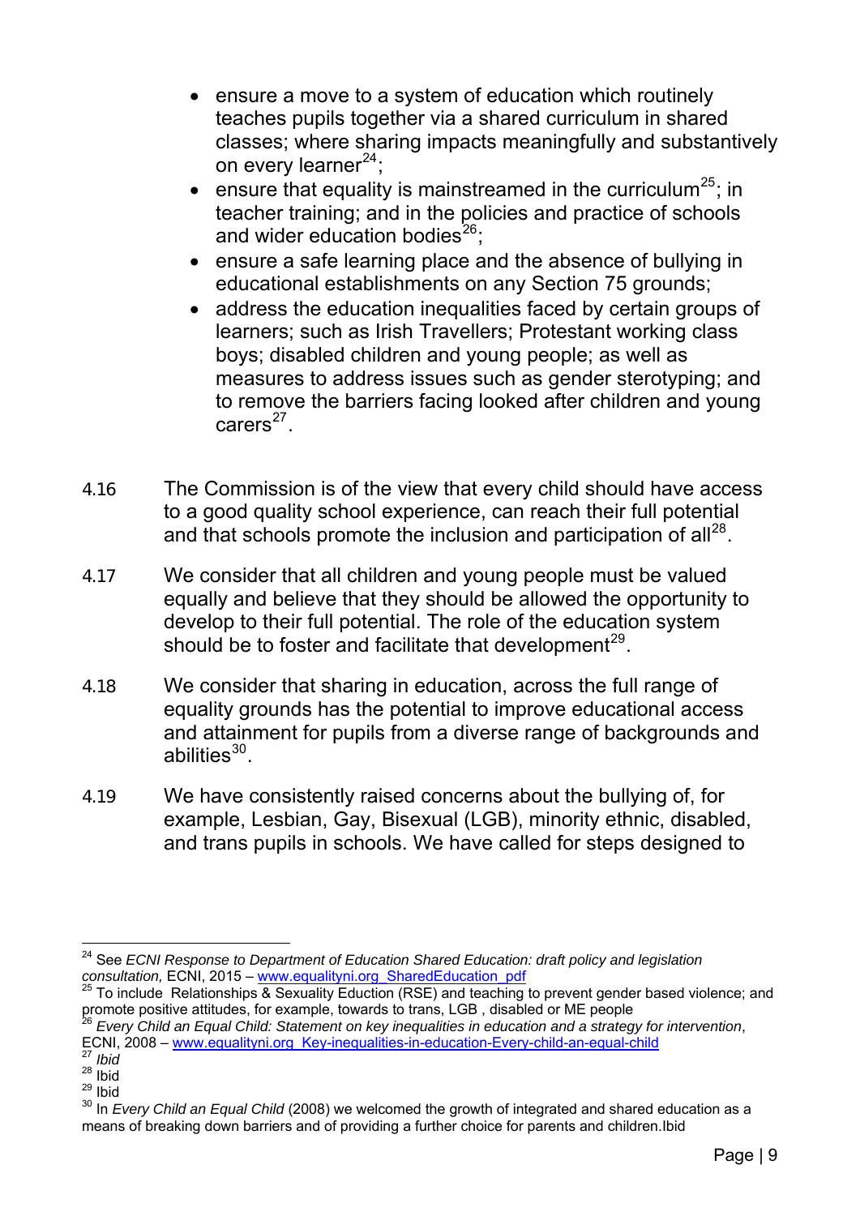- ensure a move to a system of education which routinely teaches pupils together via a shared curriculum in shared classes; where sharing impacts meaningfully and substantively on every learner[24];
- ensure that equality is mainstreamed in the curriculum[25]; in teacher training; and in the policies and practice of schools and wider education bodies[26];
- ensure a safe learning place and the absence of bullying in educational establishments on any Section 75 grounds;
- address the education inequalities faced by certain groups of learners; such as Irish Travellers; Protestant working class boys; disabled children and young people; as well as measures to address issues such as gender sterotyping; and to remove the barriers facing looked after children and young carers[27].

4.16 The Commission is of the view that every child should have access to a good quality school experience, can reach their full potential and that schools promote the inclusion and participation of all[28].

4.17 We consider that all children and young people must be valued equally and believe that they should be allowed the opportunity to develop to their full potential. The role of the education system should be to foster and facilitate that development[29].

4.18 We consider that sharing in education, across the full range of equality grounds has the potential to improve educational access and attainment for pupils from a diverse range of backgrounds and abilities[30].

4.19 We have consistently raised concerns about the bullying of, for example, Lesbian, Gay, Bisexual (LGB), minority ethnic, disabled, and trans pupils in schools. We have called for steps designed to

---

[24] See *ECNI Response to Department of Education Shared Education: draft policy and legislation consultation,* ECNI, 2015 – www.equalityni.org_SharedEducation_pdf

[25] To include Relationships & Sexuality Eduction (RSE) and teaching to prevent gender based violence; and promote positive attitudes, for example, towards to trans, LGB , disabled or ME people

[26] *Every Child an Equal Child: Statement on key inequalities in education and a strategy for intervention*, ECNI, 2008 – www.equalityni.org_Key-inequalities-in-education-Every-child-an-equal-child

[27] *Ibid*

[28] Ibid

[29] Ibid

[30] In *Every Child an Equal Child* (2008) we welcomed the growth of integrated and shared education as a means of breaking down barriers and of providing a further choice for parents and children.Ibid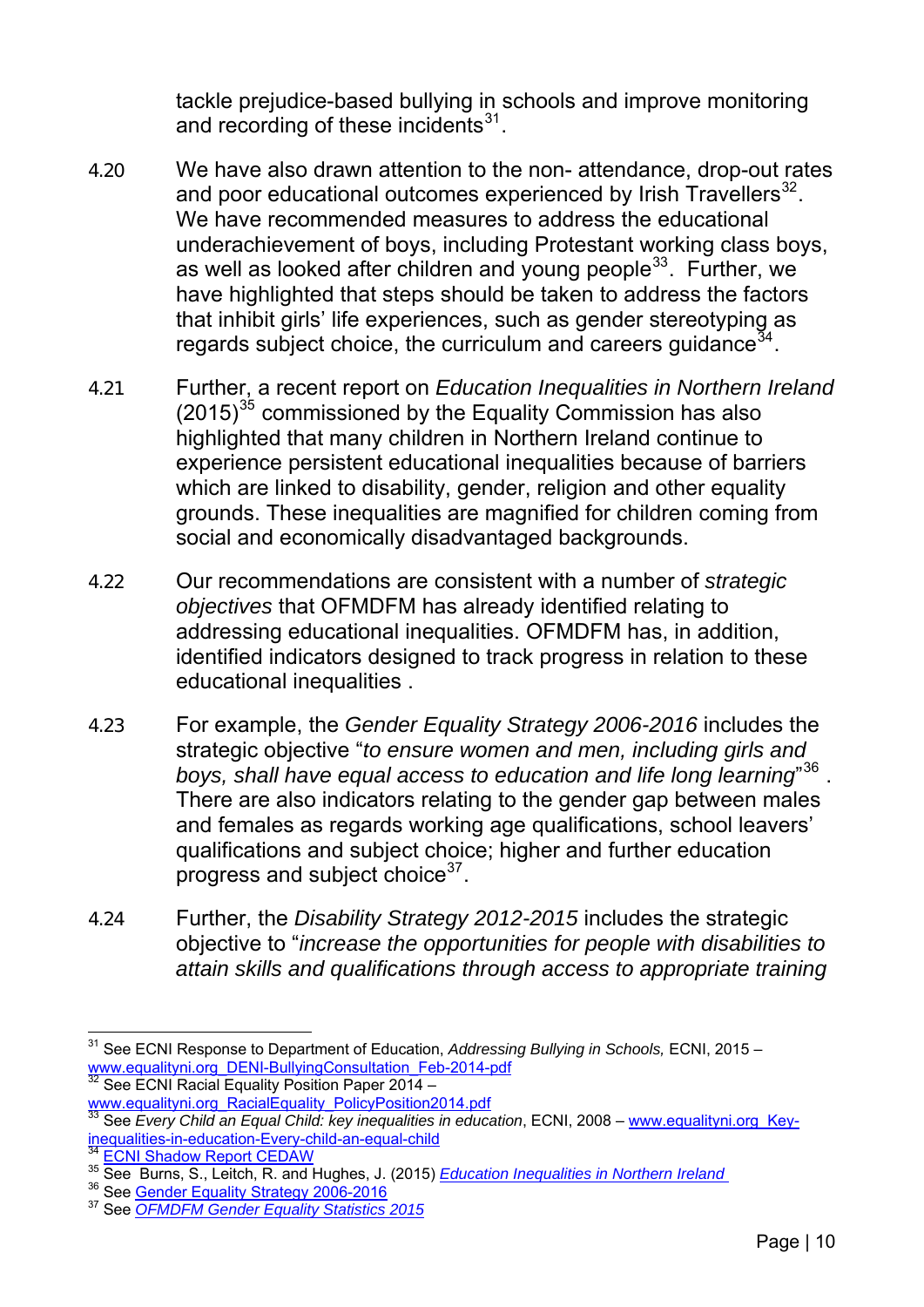tackle prejudice-based bullying in schools and improve monitoring and recording of these incidents[31].

4.20 We have also drawn attention to the non- attendance, drop-out rates and poor educational outcomes experienced by Irish Travellers[32]. We have recommended measures to address the educational underachievement of boys, including Protestant working class boys, as well as looked after children and young people[33]. Further, we have highlighted that steps should be taken to address the factors that inhibit girls' life experiences, such as gender stereotyping as regards subject choice, the curriculum and careers guidance[34].

4.21 Further, a recent report on *Education Inequalities in Northern Ireland* (2015)[35] commissioned by the Equality Commission has also highlighted that many children in Northern Ireland continue to experience persistent educational inequalities because of barriers which are linked to disability, gender, religion and other equality grounds. These inequalities are magnified for children coming from social and economically disadvantaged backgrounds.

4.22 Our recommendations are consistent with a number of *strategic objectives* that OFMDFM has already identified relating to addressing educational inequalities. OFMDFM has, in addition, identified indicators designed to track progress in relation to these educational inequalities .

4.23 For example, the *Gender Equality Strategy 2006-2016* includes the strategic objective "*to ensure women and men, including girls and boys, shall have equal access to education and life long learning*"[36] . There are also indicators relating to the gender gap between males and females as regards working age qualifications, school leavers' qualifications and subject choice; higher and further education progress and subject choice[37].

4.24 Further, the *Disability Strategy 2012-2015* includes the strategic objective to "*increase the opportunities for people with disabilities to attain skills and qualifications through access to appropriate training*

---

[31] See ECNI Response to Department of Education, *Addressing Bullying in Schools,* ECNI, 2015 – www.equalityni.org_DENI-BullyingConsultation_Feb-2014-pdf

[32] See ECNI Racial Equality Position Paper 2014 – www.equalityni.org_RacialEquality_PolicyPosition2014.pdf

[33] See *Every Child an Equal Child: key inequalities in education*, ECNI, 2008 – www.equalityni.org_Key-inequalities-in-education-Every-child-an-equal-child

[34] ECNI Shadow Report CEDAW

[35] See Burns, S., Leitch, R. and Hughes, J. (2015) *Education Inequalities in Northern Ireland*

[36] See Gender Equality Strategy 2006-2016

[37] See *OFMDFM Gender Equality Statistics 2015*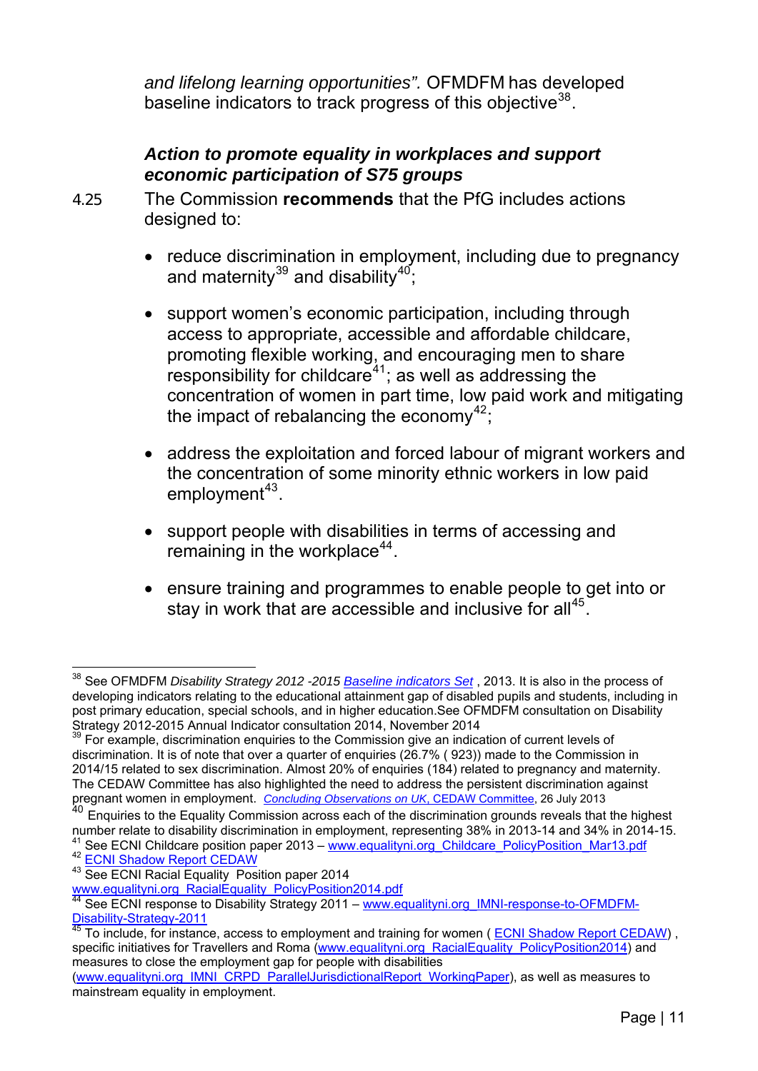*and lifelong learning opportunities".* OFMDFM has developed baseline indicators to track progress of this objective[38].

***Action to promote equality in workplaces and support economic participation of S75 groups***

4.25 The Commission **recommends** that the PfG includes actions designed to:

- reduce discrimination in employment, including due to pregnancy and maternity[39] and disability[40];

- support women's economic participation, including through access to appropriate, accessible and affordable childcare, promoting flexible working, and encouraging men to share responsibility for childcare[41]; as well as addressing the concentration of women in part time, low paid work and mitigating the impact of rebalancing the economy[42];

- address the exploitation and forced labour of migrant workers and the concentration of some minority ethnic workers in low paid employment[43].

- support people with disabilities in terms of accessing and remaining in the workplace[44].

- ensure training and programmes to enable people to get into or stay in work that are accessible and inclusive for all[45].

---

[38] See OFMDFM *Disability Strategy 2012 -2015 Baseline indicators Set* , 2013. It is also in the process of developing indicators relating to the educational attainment gap of disabled pupils and students, including in post primary education, special schools, and in higher education.See OFMDFM consultation on Disability Strategy 2012-2015 Annual Indicator consultation 2014, November 2014

[39] For example, discrimination enquiries to the Commission give an indication of current levels of discrimination. It is of note that over a quarter of enquiries (26.7% ( 923)) made to the Commission in 2014/15 related to sex discrimination. Almost 20% of enquiries (184) related to pregnancy and maternity. The CEDAW Committee has also highlighted the need to address the persistent discrimination against pregnant women in employment. *Concluding Observations on UK*, CEDAW Committee, 26 July 2013

[40] Enquiries to the Equality Commission across each of the discrimination grounds reveals that the highest number relate to disability discrimination in employment, representing 38% in 2013-14 and 34% in 2014-15.

[41] See ECNI Childcare position paper 2013 – www.equalityni.org_Childcare_PolicyPosition_Mar13.pdf

[42] ECNI Shadow Report CEDAW

[43] See ECNI Racial Equality Position paper 2014 www.equalityni.org_RacialEquality_PolicyPosition2014.pdf

[44] See ECNI response to Disability Strategy 2011 – www.equalityni.org_IMNI-response-to-OFMDFM-Disability-Strategy-2011

[45] To include, for instance, access to employment and training for women ( ECNI Shadow Report CEDAW) , specific initiatives for Travellers and Roma (www.equalityni.org_RacialEquality_PolicyPosition2014) and measures to close the employment gap for people with disabilities (www.equalityni.org_IMNI_CRPD_ParallelJurisdictionalReport_WorkingPaper), as well as measures to mainstream equality in employment.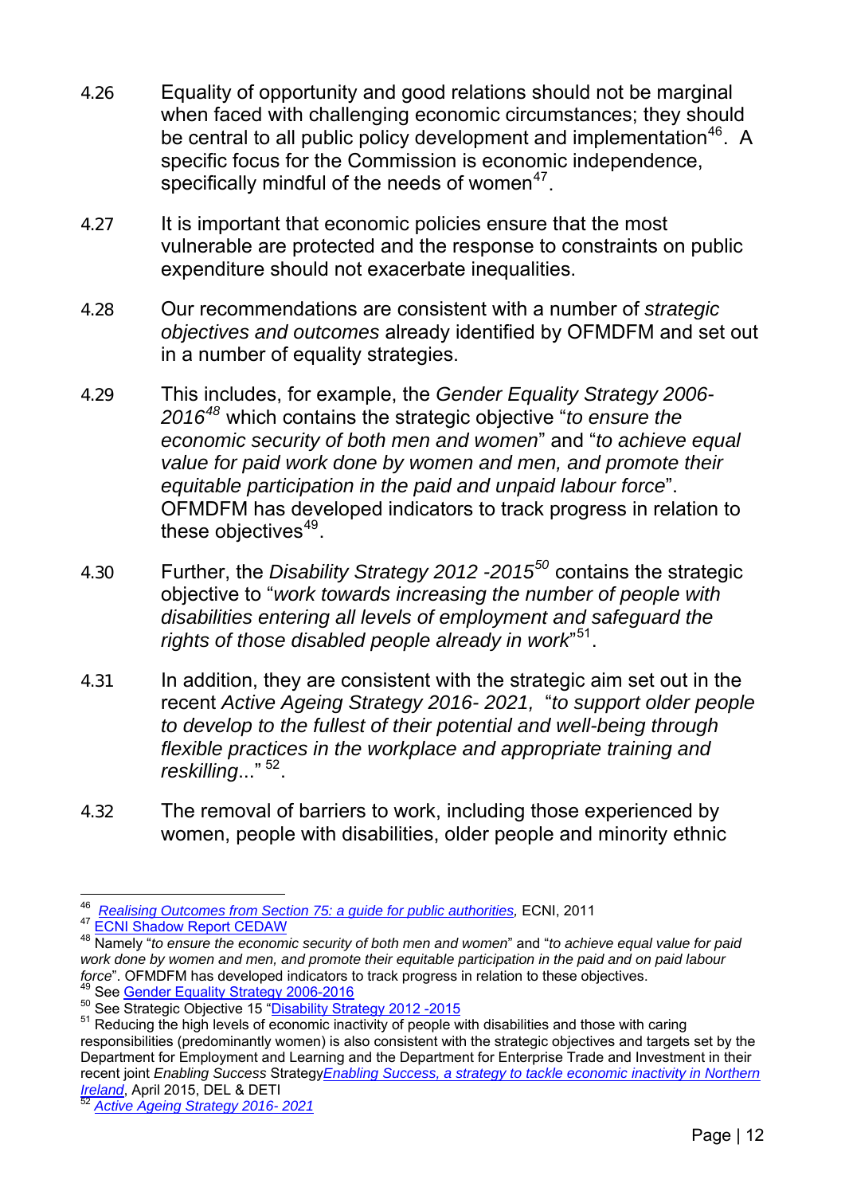4.26 Equality of opportunity and good relations should not be marginal when faced with challenging economic circumstances; they should be central to all public policy development and implementation[46]. A specific focus for the Commission is economic independence, specifically mindful of the needs of women[47].

4.27 It is important that economic policies ensure that the most vulnerable are protected and the response to constraints on public expenditure should not exacerbate inequalities.

4.28 Our recommendations are consistent with a number of *strategic objectives and outcomes* already identified by OFMDFM and set out in a number of equality strategies.

4.29 This includes, for example, the *Gender Equality Strategy 2006-2016*[48] which contains the strategic objective "*to ensure the economic security of both men and women*" and "*to achieve equal value for paid work done by women and men, and promote their equitable participation in the paid and unpaid labour force*". OFMDFM has developed indicators to track progress in relation to these objectives[49].

4.30 Further, the *Disability Strategy 2012 -2015*[50] contains the strategic objective to "*work towards increasing the number of people with disabilities entering all levels of employment and safeguard the rights of those disabled people already in work*"[51].

4.31 In addition, they are consistent with the strategic aim set out in the recent *Active Ageing Strategy 2016- 2021*, "*to support older people to develop to the fullest of their potential and well-being through flexible practices in the workplace and appropriate training and reskilling*..." [52].

4.32 The removal of barriers to work, including those experienced by women, people with disabilities, older people and minority ethnic

---

[46] *Realising Outcomes from Section 75: a guide for public authorities,* ECNI, 2011

[47] ECNI Shadow Report CEDAW

[48] Namely "*to ensure the economic security of both men and women*" and "*to achieve equal value for paid work done by women and men, and promote their equitable participation in the paid and on paid labour force*". OFMDFM has developed indicators to track progress in relation to these objectives.

[49] See Gender Equality Strategy 2006-2016

[50] See Strategic Objective 15 "Disability Strategy 2012 -2015

[51] Reducing the high levels of economic inactivity of people with disabilities and those with caring responsibilities (predominantly women) is also consistent with the strategic objectives and targets set by the Department for Employment and Learning and the Department for Enterprise Trade and Investment in their recent joint *Enabling Success* Strategy*Enabling Success, a strategy to tackle economic inactivity in Northern Ireland*, April 2015, DEL & DETI

[52] *Active Ageing Strategy 2016- 2021*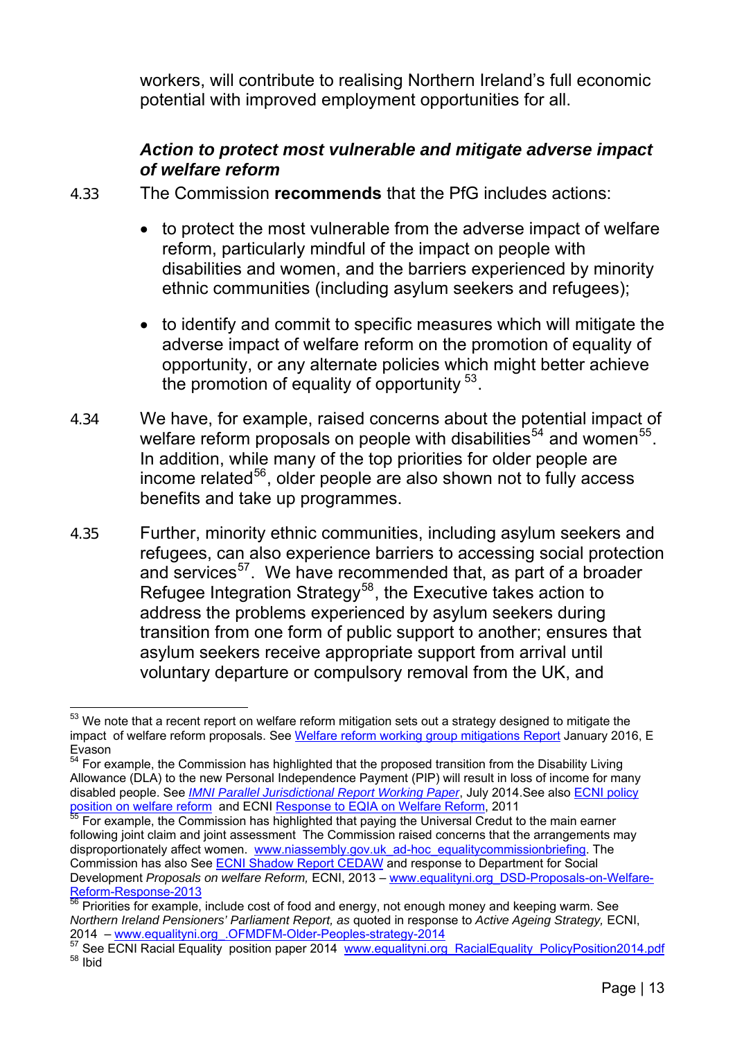workers, will contribute to realising Northern Ireland's full economic potential with improved employment opportunities for all.

### *Action to protect most vulnerable and mitigate adverse impact of welfare reform*

4.33 The Commission **recommends** that the PfG includes actions:

- to protect the most vulnerable from the adverse impact of welfare reform, particularly mindful of the impact on people with disabilities and women, and the barriers experienced by minority ethnic communities (including asylum seekers and refugees);

- to identify and commit to specific measures which will mitigate the adverse impact of welfare reform on the promotion of equality of opportunity, or any alternate policies which might better achieve the promotion of equality of opportunity [53].

4.34 We have, for example, raised concerns about the potential impact of welfare reform proposals on people with disabilities[54] and women[55]. In addition, while many of the top priorities for older people are income related[56], older people are also shown not to fully access benefits and take up programmes.

4.35 Further, minority ethnic communities, including asylum seekers and refugees, can also experience barriers to accessing social protection and services[57]. We have recommended that, as part of a broader Refugee Integration Strategy[58], the Executive takes action to address the problems experienced by asylum seekers during transition from one form of public support to another; ensures that asylum seekers receive appropriate support from arrival until voluntary departure or compulsory removal from the UK, and

---

[53] We note that a recent report on welfare reform mitigation sets out a strategy designed to mitigate the impact of welfare reform proposals. See Welfare reform working group mitigations Report January 2016, E Evason

[54] For example, the Commission has highlighted that the proposed transition from the Disability Living Allowance (DLA) to the new Personal Independence Payment (PIP) will result in loss of income for many disabled people. See *IMNI Parallel Jurisdictional Report Working Paper*, July 2014.See also ECNI policy position on welfare reform and ECNI Response to EQIA on Welfare Reform, 2011

[55] For example, the Commission has highlighted that paying the Universal Credut to the main earner following joint claim and joint assessment The Commission raised concerns that the arrangements may disproportionately affect women. www.niassembly.gov.uk_ad-hoc_equalitycommissionbriefing. The Commission has also See ECNI Shadow Report CEDAW and response to Department for Social Development *Proposals on welfare Reform,* ECNI, 2013 – www.equalityni.org_DSD-Proposals-on-Welfare-Reform-Response-2013

[56] Priorities for example, include cost of food and energy, not enough money and keeping warm. See *Northern Ireland Pensioners' Parliament Report, as* quoted in response to *Active Ageing Strategy,* ECNI, 2014 – www.equalityni.org_.OFMDFM-Older-Peoples-strategy-2014

[57] See ECNI Racial Equality position paper 2014 www.equalityni.org_RacialEquality_PolicyPosition2014.pdf

[58] Ibid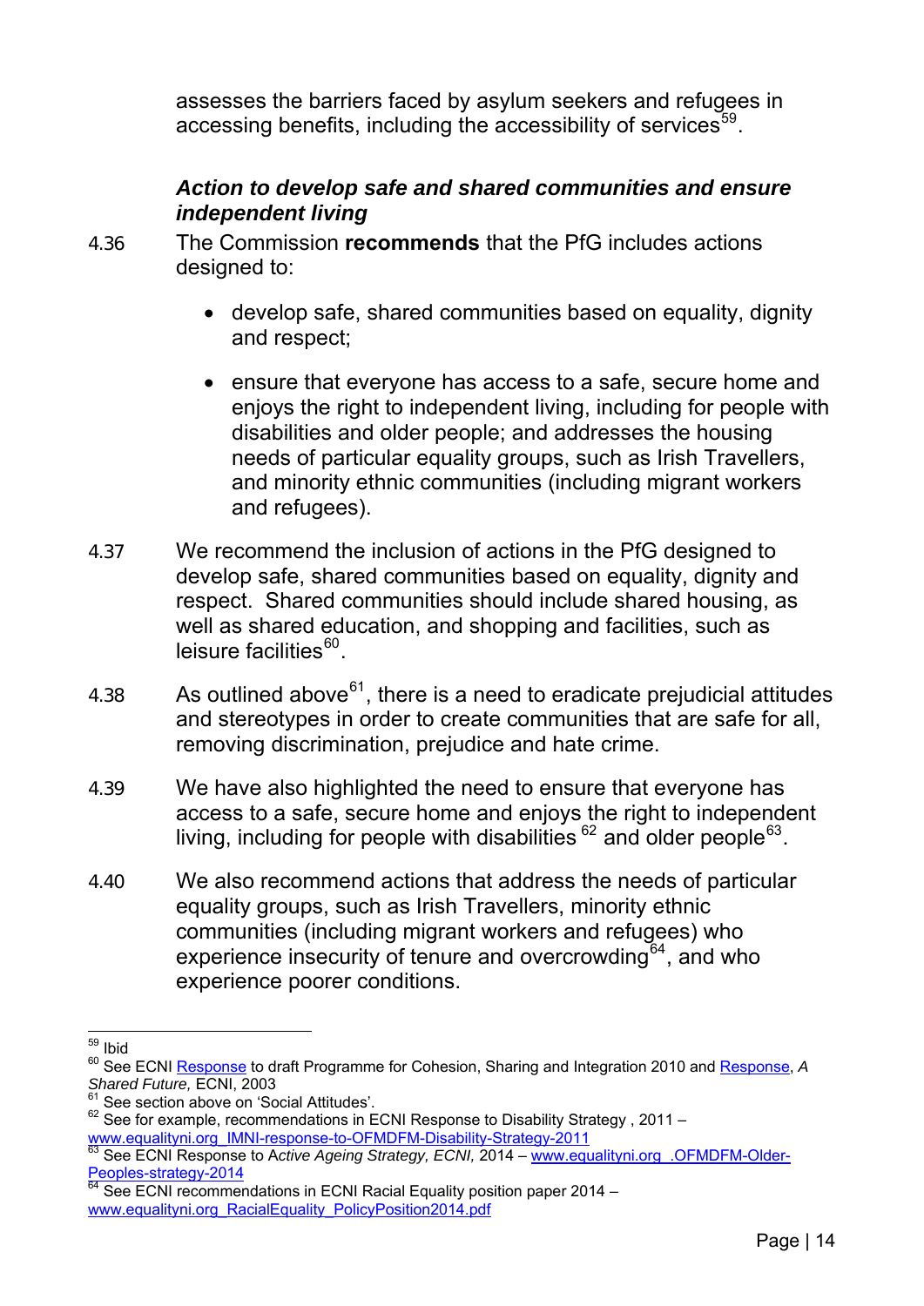assesses the barriers faced by asylum seekers and refugees in accessing benefits, including the accessibility of services[59].

### *Action to develop safe and shared communities and ensure independent living*

4.36 The Commission **recommends** that the PfG includes actions designed to:

- develop safe, shared communities based on equality, dignity and respect;
- ensure that everyone has access to a safe, secure home and enjoys the right to independent living, including for people with disabilities and older people; and addresses the housing needs of particular equality groups, such as Irish Travellers, and minority ethnic communities (including migrant workers and refugees).

4.37 We recommend the inclusion of actions in the PfG designed to develop safe, shared communities based on equality, dignity and respect. Shared communities should include shared housing, as well as shared education, and shopping and facilities, such as leisure facilities[60].

4.38 As outlined above[61], there is a need to eradicate prejudicial attitudes and stereotypes in order to create communities that are safe for all, removing discrimination, prejudice and hate crime.

4.39 We have also highlighted the need to ensure that everyone has access to a safe, secure home and enjoys the right to independent living, including for people with disabilities [62] and older people[63].

4.40 We also recommend actions that address the needs of particular equality groups, such as Irish Travellers, minority ethnic communities (including migrant workers and refugees) who experience insecurity of tenure and overcrowding[64], and who experience poorer conditions.

---

[59] Ibid

[60] See ECNI Response to draft Programme for Cohesion, Sharing and Integration 2010 and Response, *A Shared Future,* ECNI, 2003

[61] See section above on 'Social Attitudes'.

[62] See for example, recommendations in ECNI Response to Disability Strategy , 2011 – www.equalityni.org_IMNI-response-to-OFMDFM-Disability-Strategy-2011

[63] See ECNI Response to A*ctive Ageing Strategy, ECNI,* 2014 – www.equalityni.org_.OFMDFM-Older-Peoples-strategy-2014

[64] See ECNI recommendations in ECNI Racial Equality position paper 2014 – www.equalityni.org_RacialEquality_PolicyPosition2014.pdf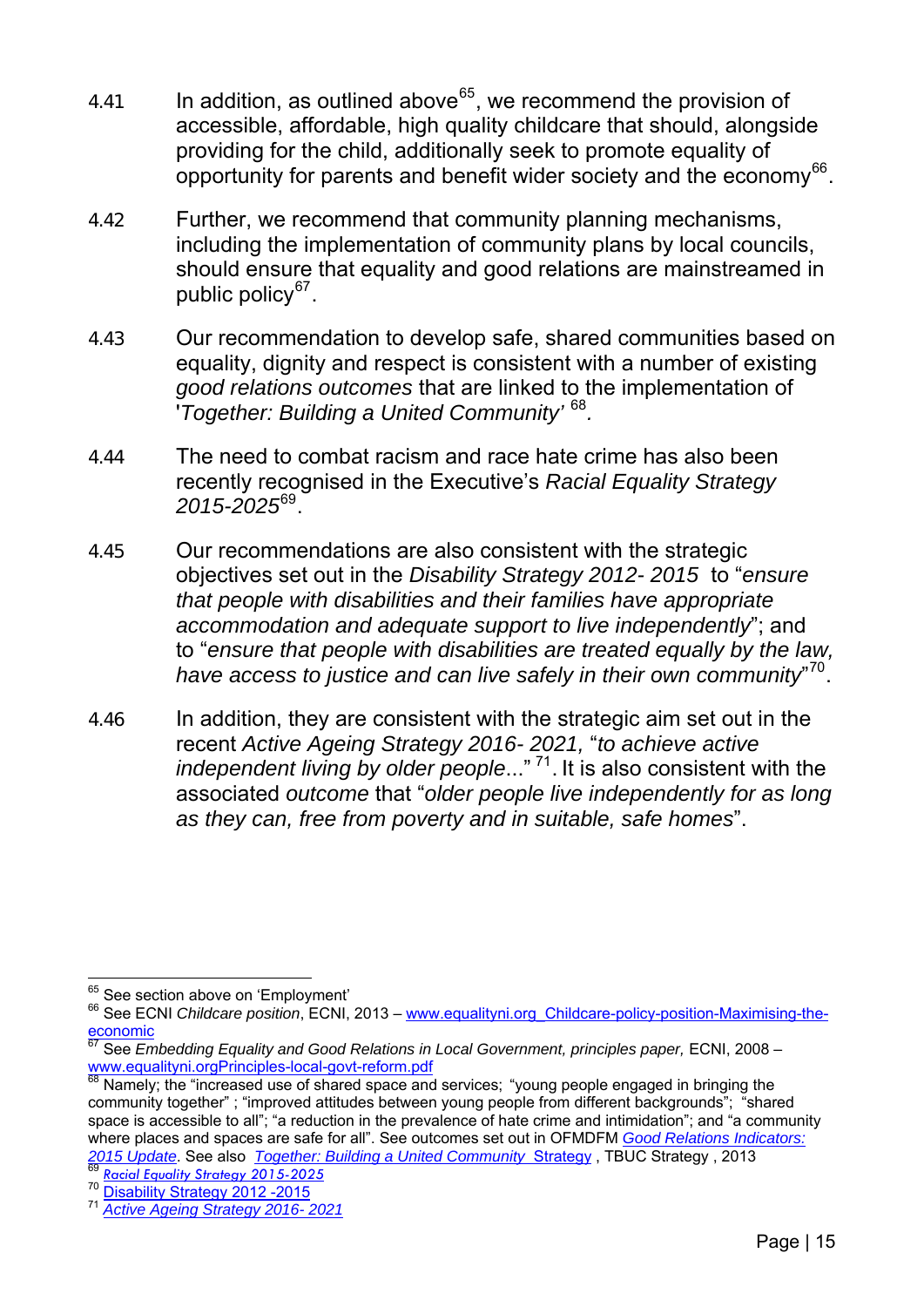4.41 In addition, as outlined above[65], we recommend the provision of accessible, affordable, high quality childcare that should, alongside providing for the child, additionally seek to promote equality of opportunity for parents and benefit wider society and the economy[66].

4.42 Further, we recommend that community planning mechanisms, including the implementation of community plans by local councils, should ensure that equality and good relations are mainstreamed in public policy[67].

4.43 Our recommendation to develop safe, shared communities based on equality, dignity and respect is consistent with a number of existing *good relations outcomes* that are linked to the implementation of '*Together: Building a United Community'* [68].

4.44 The need to combat racism and race hate crime has also been recently recognised in the Executive's *Racial Equality Strategy 2015-2025*[69].

4.45 Our recommendations are also consistent with the strategic objectives set out in the *Disability Strategy 2012- 2015* to "*ensure that people with disabilities and their families have appropriate accommodation and adequate support to live independently*"; and to "*ensure that people with disabilities are treated equally by the law, have access to justice and can live safely in their own community*"[70].

4.46 In addition, they are consistent with the strategic aim set out in the recent *Active Ageing Strategy 2016- 2021,* "*to achieve active independent living by older people*..." [71]. It is also consistent with the associated *outcome* that "*older people live independently for as long as they can, free from poverty and in suitable, safe homes*".

---

[65] See section above on 'Employment'

[66] See ECNI *Childcare position*, ECNI, 2013 – www.equalityni.org_Childcare-policy-position-Maximising-the-economic

[67] See *Embedding Equality and Good Relations in Local Government, principles paper,* ECNI, 2008 – www.equalityni.orgPrinciples-local-govt-reform.pdf

[68] Namely; the "increased use of shared space and services; "young people engaged in bringing the community together" ; "improved attitudes between young people from different backgrounds"; "shared space is accessible to all"; "a reduction in the prevalence of hate crime and intimidation"; and "a community where places and spaces are safe for all". See outcomes set out in OFMDFM *Good Relations Indicators: 2015 Update*. See also *Together: Building a United Community* Strategy , TBUC Strategy , 2013

[69] *Racial Equality Strategy 2015-2025*

[70] Disability Strategy 2012 -2015

[71] *Active Ageing Strategy 2016- 2021*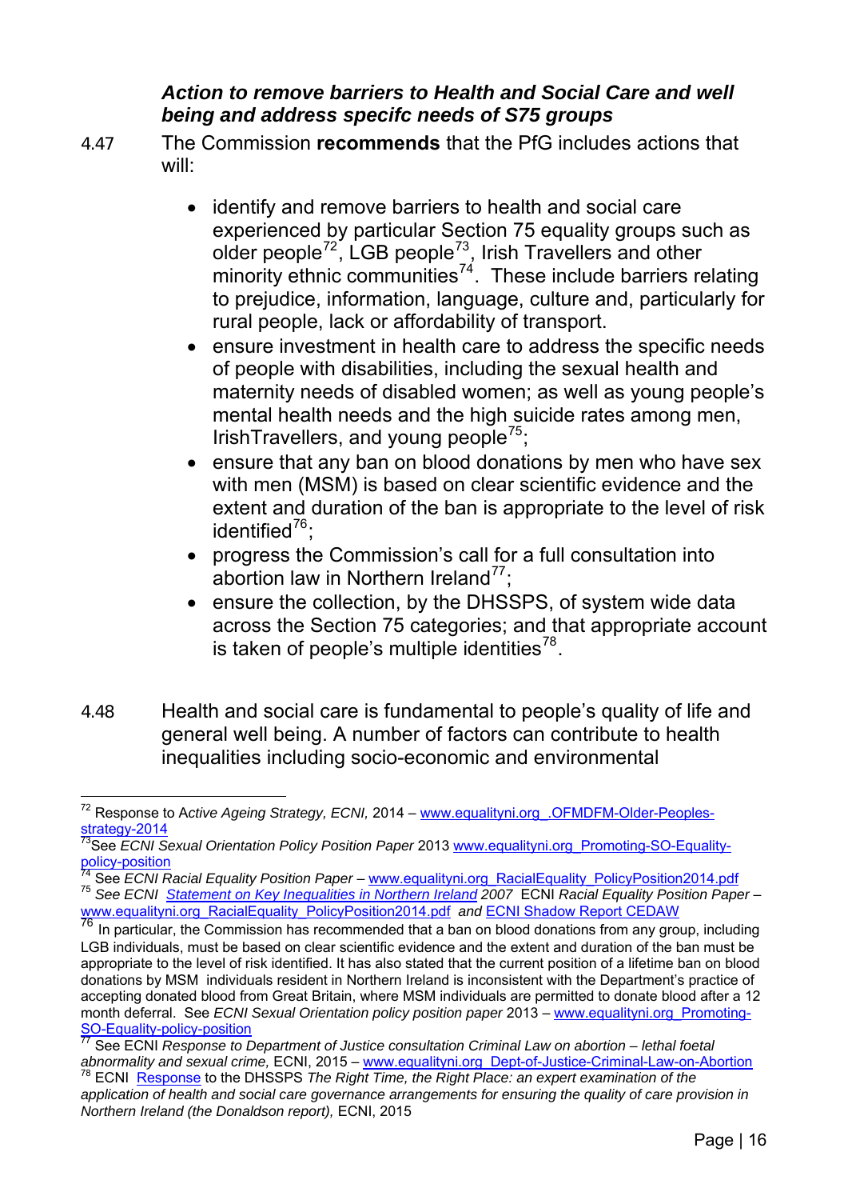### *Action to remove barriers to Health and Social Care and well being and address specifc needs of S75 groups*

4.47 The Commission **recommends** that the PfG includes actions that will:

- identify and remove barriers to health and social care experienced by particular Section 75 equality groups such as older people[72], LGB people[73], Irish Travellers and other minority ethnic communities[74]. These include barriers relating to prejudice, information, language, culture and, particularly for rural people, lack or affordability of transport.
- ensure investment in health care to address the specific needs of people with disabilities, including the sexual health and maternity needs of disabled women; as well as young people's mental health needs and the high suicide rates among men, IrishTravellers, and young people[75];
- ensure that any ban on blood donations by men who have sex with men (MSM) is based on clear scientific evidence and the extent and duration of the ban is appropriate to the level of risk identified[76];
- progress the Commission's call for a full consultation into abortion law in Northern Ireland[77];
- ensure the collection, by the DHSSPS, of system wide data across the Section 75 categories; and that appropriate account is taken of people's multiple identities[78].

4.48 Health and social care is fundamental to people's quality of life and general well being. A number of factors can contribute to health inequalities including socio-economic and environmental

---

[72] Response to *Active Ageing Strategy, ECNI,* 2014 – www.equalityni.org_.OFMDFM-Older-Peoples-strategy-2014

[73] See *ECNI Sexual Orientation Policy Position Paper* 2013 www.equalityni.org_Promoting-SO-Equality-policy-position

[74] See *ECNI Racial Equality Position Paper* – www.equalityni.org_RacialEquality_PolicyPosition2014.pdf

[75] *See ECNI Statement on Key Inequalities in Northern Ireland* 2007 ECNI *Racial Equality Position Paper* – www.equalityni.org_RacialEquality_PolicyPosition2014.pdf *and* ECNI Shadow Report CEDAW

[76] In particular, the Commission has recommended that a ban on blood donations from any group, including LGB individuals, must be based on clear scientific evidence and the extent and duration of the ban must be appropriate to the level of risk identified. It has also stated that the current position of a lifetime ban on blood donations by MSM individuals resident in Northern Ireland is inconsistent with the Department's practice of accepting donated blood from Great Britain, where MSM individuals are permitted to donate blood after a 12 month deferral. See *ECNI Sexual Orientation policy position paper* 2013 – www.equalityni.org_Promoting-SO-Equality-policy-position

[77] See ECNI *Response to Department of Justice consultation Criminal Law on abortion – lethal foetal abnormality and sexual crime,* ECNI, 2015 – www.equalityni.org_Dept-of-Justice-Criminal-Law-on-Abortion

[78] ECNI Response to the DHSSPS *The Right Time, the Right Place: an expert examination of the application of health and social care governance arrangements for ensuring the quality of care provision in Northern Ireland (the Donaldson report),* ECNI, 2015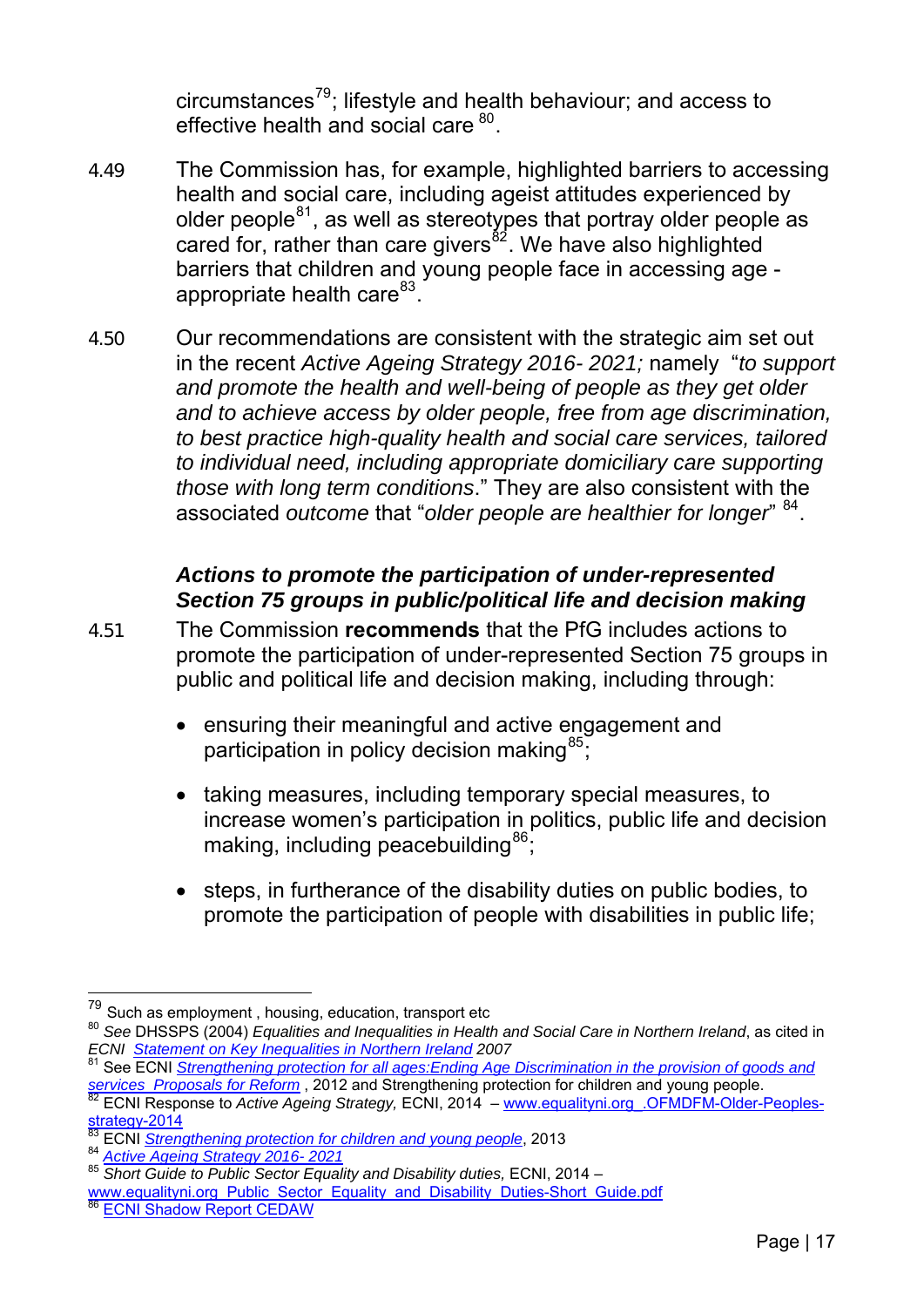circumstances[79]; lifestyle and health behaviour; and access to effective health and social care [80].

4.49 The Commission has, for example, highlighted barriers to accessing health and social care, including ageist attitudes experienced by older people[81], as well as stereotypes that portray older people as cared for, rather than care givers[82]. We have also highlighted barriers that children and young people face in accessing age - appropriate health care[83].

4.50 Our recommendations are consistent with the strategic aim set out in the recent *Active Ageing Strategy 2016- 2021;* namely "*to support and promote the health and well-being of people as they get older and to achieve access by older people, free from age discrimination, to best practice high-quality health and social care services, tailored to individual need, including appropriate domiciliary care supporting those with long term conditions*." They are also consistent with the associated *outcome* that "*older people are healthier for longer*" [84].

### *Actions to promote the participation of under-represented Section 75 groups in public/political life and decision making*

4.51 The Commission **recommends** that the PfG includes actions to promote the participation of under-represented Section 75 groups in public and political life and decision making, including through:

- ensuring their meaningful and active engagement and participation in policy decision making[85];
- taking measures, including temporary special measures, to increase women's participation in politics, public life and decision making, including peacebuilding[86];
- steps, in furtherance of the disability duties on public bodies, to promote the participation of people with disabilities in public life;

---

[79] Such as employment , housing, education, transport etc

[80] *See* DHSSPS (2004) *Equalities and Inequalities in Health and Social Care in Northern Ireland*, as cited in *ECNI Statement on Key Inequalities in Northern Ireland* 2007

[81] See ECNI *Strengthening protection for all ages:Ending Age Discrimination in the provision of goods and services Proposals for Reform* , 2012 and Strengthening protection for children and young people.

[82] ECNI Response to *Active Ageing Strategy,* ECNI, 2014 – www.equalityni.org .OFMDFM-Older-Peoples-strategy-2014

[83] ECNI *Strengthening protection for children and young people*, 2013

[84] *Active Ageing Strategy 2016- 2021*

[85] *Short Guide to Public Sector Equality and Disability duties,* ECNI, 2014 – www.equalityni.org Public Sector Equality and Disability Duties-Short Guide.pdf

[86] ECNI Shadow Report CEDAW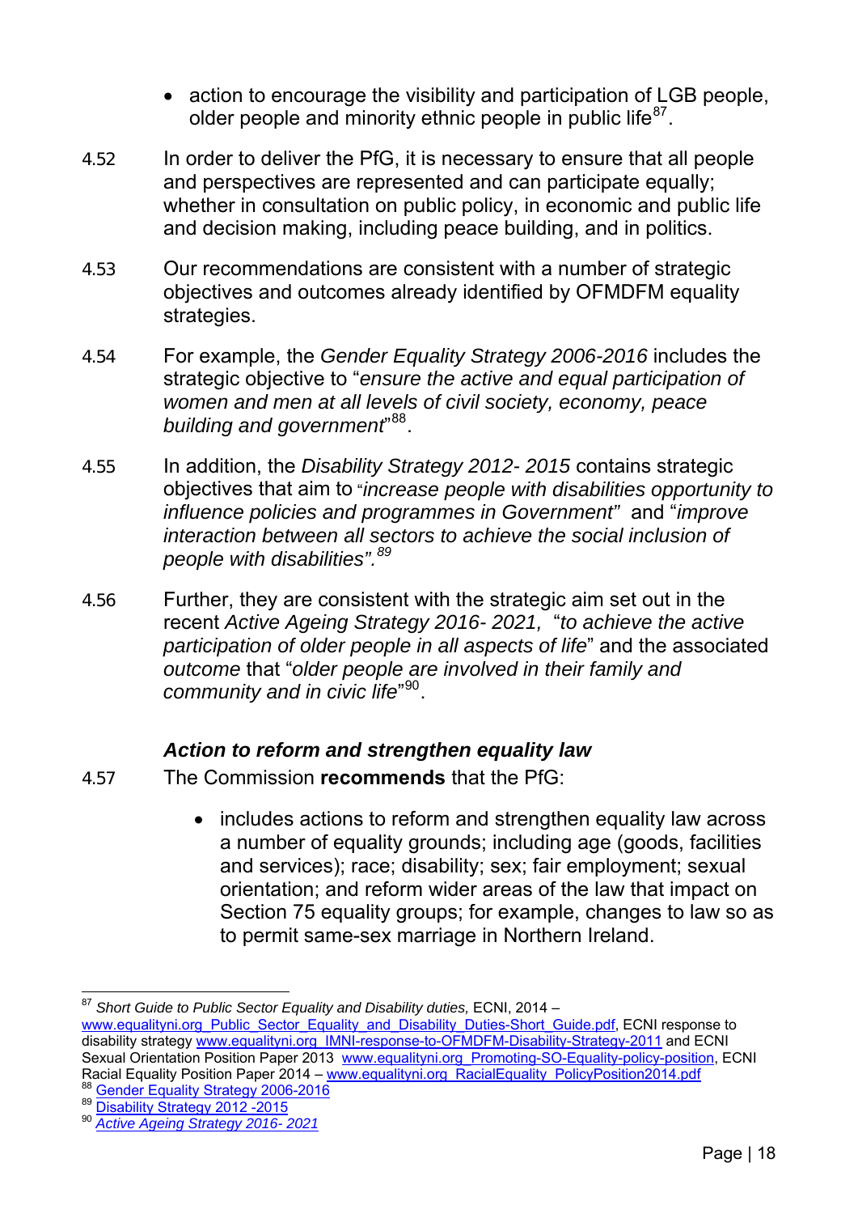- action to encourage the visibility and participation of LGB people, older people and minority ethnic people in public life[87].

4.52 In order to deliver the PfG, it is necessary to ensure that all people and perspectives are represented and can participate equally; whether in consultation on public policy, in economic and public life and decision making, including peace building, and in politics.

4.53 Our recommendations are consistent with a number of strategic objectives and outcomes already identified by OFMDFM equality strategies.

4.54 For example, the *Gender Equality Strategy 2006-2016* includes the strategic objective to "*ensure the active and equal participation of women and men at all levels of civil society, economy, peace building and government*"[88].

4.55 In addition, the *Disability Strategy 2012- 2015* contains strategic objectives that aim to "*increase people with disabilities opportunity to influence policies and programmes in Government*" and "*improve interaction between all sectors to achieve the social inclusion of people with disabilities".*[89]

4.56 Further, they are consistent with the strategic aim set out in the recent *Active Ageing Strategy 2016- 2021*, "*to achieve the active participation of older people in all aspects of life*" and the associated *outcome* that "*older people are involved in their family and community and in civic life*"[90].

### *Action to reform and strengthen equality law*

4.57 The Commission **recommends** that the PfG:

- includes actions to reform and strengthen equality law across a number of equality grounds; including age (goods, facilities and services); race; disability; sex; fair employment; sexual orientation; and reform wider areas of the law that impact on Section 75 equality groups; for example, changes to law so as to permit same-sex marriage in Northern Ireland.

---

[87] *Short Guide to Public Sector Equality and Disability duties,* ECNI, 2014 – www.equalityni.org_Public_Sector_Equality_and_Disability_Duties-Short_Guide.pdf, ECNI response to disability strategy www.equalityni.org_IMNI-response-to-OFMDFM-Disability-Strategy-2011 and ECNI Sexual Orientation Position Paper 2013 www.equalityni.org_Promoting-SO-Equality-policy-position, ECNI Racial Equality Position Paper 2014 – www.equalityni.org_RacialEquality_PolicyPosition2014.pdf

[88] Gender Equality Strategy 2006-2016

[89] Disability Strategy 2012 -2015

[90] *Active Ageing Strategy 2016- 2021*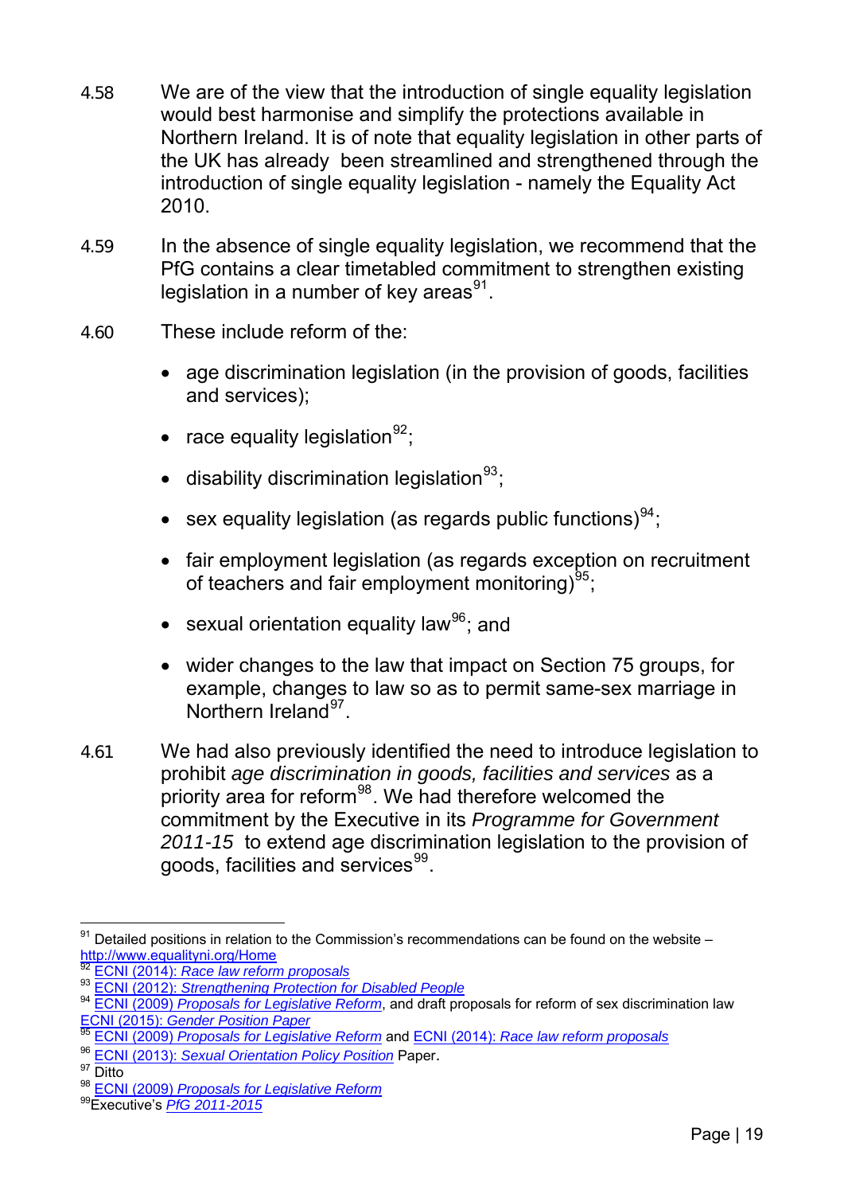4.58 We are of the view that the introduction of single equality legislation would best harmonise and simplify the protections available in Northern Ireland. It is of note that equality legislation in other parts of the UK has already been streamlined and strengthened through the introduction of single equality legislation - namely the Equality Act 2010.

4.59 In the absence of single equality legislation, we recommend that the PfG contains a clear timetabled commitment to strengthen existing legislation in a number of key areas[91].

4.60 These include reform of the:

- age discrimination legislation (in the provision of goods, facilities and services);
- race equality legislation[92];
- disability discrimination legislation[93];
- sex equality legislation (as regards public functions)[94];
- fair employment legislation (as regards exception on recruitment of teachers and fair employment monitoring)[95];
- sexual orientation equality law[96]; and
- wider changes to the law that impact on Section 75 groups, for example, changes to law so as to permit same-sex marriage in Northern Ireland[97].

4.61 We had also previously identified the need to introduce legislation to prohibit *age discrimination in goods, facilities and services* as a priority area for reform[98]. We had therefore welcomed the commitment by the Executive in its *Programme for Government 2011-15* to extend age discrimination legislation to the provision of goods, facilities and services[99].

---

[91] Detailed positions in relation to the Commission's recommendations can be found on the website – http://www.equalityni.org/Home

[92] ECNI (2014): *Race law reform proposals*

[93] ECNI (2012): *Strengthening Protection for Disabled People*

[94] ECNI (2009) *Proposals for Legislative Reform*, and draft proposals for reform of sex discrimination law ECNI (2015): *Gender Position Paper*

[95] ECNI (2009) *Proposals for Legislative Reform* and ECNI (2014): *Race law reform proposals*

[96] ECNI (2013): *Sexual Orientation Policy Position* Paper.

[97] Ditto

[98] ECNI (2009) *Proposals for Legislative Reform*

[99] Executive's *PfG 2011-2015*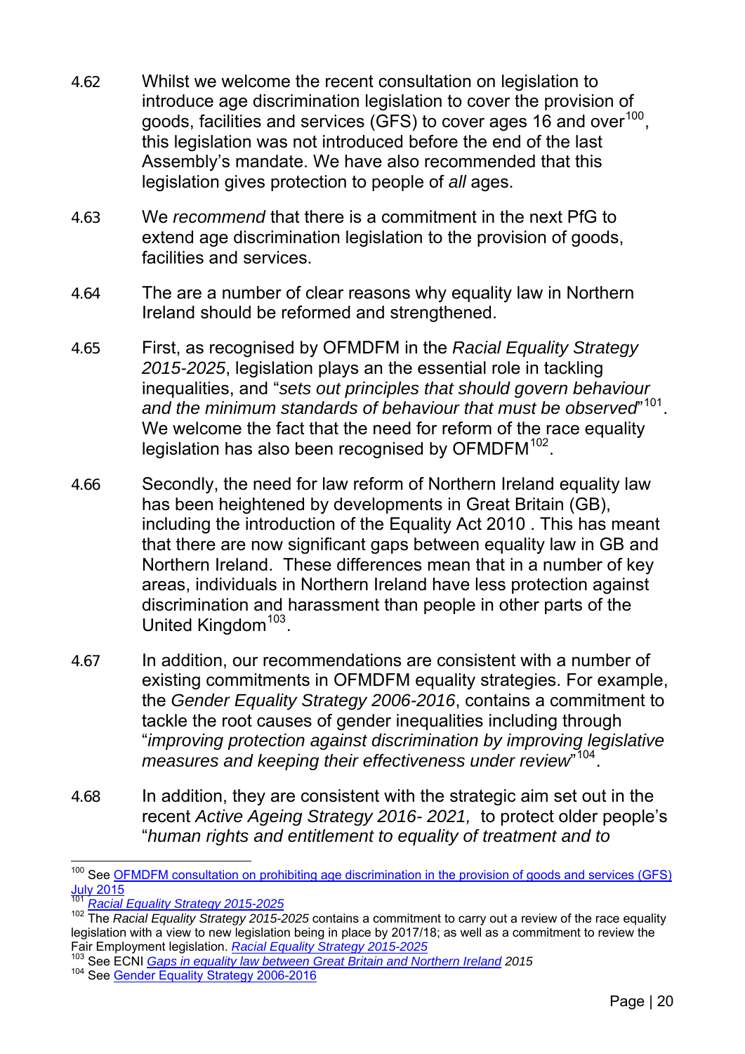4.62 Whilst we welcome the recent consultation on legislation to introduce age discrimination legislation to cover the provision of goods, facilities and services (GFS) to cover ages 16 and over[100], this legislation was not introduced before the end of the last Assembly's mandate. We have also recommended that this legislation gives protection to people of *all* ages.

4.63 We *recommend* that there is a commitment in the next PfG to extend age discrimination legislation to the provision of goods, facilities and services.

4.64 The are a number of clear reasons why equality law in Northern Ireland should be reformed and strengthened.

4.65 First, as recognised by OFMDFM in the *Racial Equality Strategy 2015-2025*, legislation plays an the essential role in tackling inequalities, and "*sets out principles that should govern behaviour and the minimum standards of behaviour that must be observed*"[101]. We welcome the fact that the need for reform of the race equality legislation has also been recognised by OFMDFM[102].

4.66 Secondly, the need for law reform of Northern Ireland equality law has been heightened by developments in Great Britain (GB), including the introduction of the Equality Act 2010 . This has meant that there are now significant gaps between equality law in GB and Northern Ireland. These differences mean that in a number of key areas, individuals in Northern Ireland have less protection against discrimination and harassment than people in other parts of the United Kingdom[103].

4.67 In addition, our recommendations are consistent with a number of existing commitments in OFMDFM equality strategies. For example, the *Gender Equality Strategy 2006-2016*, contains a commitment to tackle the root causes of gender inequalities including through "*improving protection against discrimination by improving legislative measures and keeping their effectiveness under review*"[104].

4.68 In addition, they are consistent with the strategic aim set out in the recent *Active Ageing Strategy 2016- 2021,* to protect older people's "*human rights and entitlement to equality of treatment and to*

---

[100] See OFMDFM consultation on prohibiting age discrimination in the provision of goods and services (GFS) July 2015

[101] *Racial Equality Strategy 2015-2025*

[102] The *Racial Equality Strategy 2015-2025* contains a commitment to carry out a review of the race equality legislation with a view to new legislation being in place by 2017/18; as well as a commitment to review the Fair Employment legislation. *Racial Equality Strategy 2015-2025*

[103] See ECNI *Gaps in equality law between Great Britain and Northern Ireland* 2015

[104] See Gender Equality Strategy 2006-2016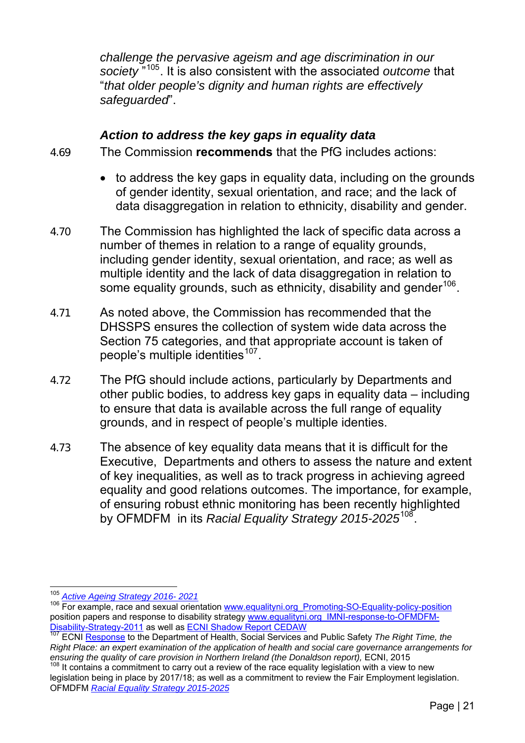*challenge the pervasive ageism and age discrimination in our society* "[105]. It is also consistent with the associated *outcome* that "*that older people's dignity and human rights are effectively safeguarded*".

### *Action to address the key gaps in equality data*

4.69 The Commission **recommends** that the PfG includes actions:

- to address the key gaps in equality data, including on the grounds of gender identity, sexual orientation, and race; and the lack of data disaggregation in relation to ethnicity, disability and gender.

4.70 The Commission has highlighted the lack of specific data across a number of themes in relation to a range of equality grounds, including gender identity, sexual orientation, and race; as well as multiple identity and the lack of data disaggregation in relation to some equality grounds, such as ethnicity, disability and gender[106].

4.71 As noted above, the Commission has recommended that the DHSSPS ensures the collection of system wide data across the Section 75 categories, and that appropriate account is taken of people's multiple identities[107].

4.72 The PfG should include actions, particularly by Departments and other public bodies, to address key gaps in equality data – including to ensure that data is available across the full range of equality grounds, and in respect of people's multiple identies.

4.73 The absence of key equality data means that it is difficult for the Executive, Departments and others to assess the nature and extent of key inequalities, as well as to track progress in achieving agreed equality and good relations outcomes. The importance, for example, of ensuring robust ethnic monitoring has been recently highlighted by OFMDFM in its *Racial Equality Strategy 2015-2025*[108].

---

[105] *Active Ageing Strategy 2016- 2021*

[106] For example, race and sexual orientation www.equalityni.org_Promoting-SO-Equality-policy-position position papers and response to disability strategy www.equalityni.org_IMNI-response-to-OFMDFM-Disability-Strategy-2011 as well as ECNI Shadow Report CEDAW

[107] ECNI Response to the Department of Health, Social Services and Public Safety *The Right Time, the Right Place: an expert examination of the application of health and social care governance arrangements for ensuring the quality of care provision in Northern Ireland (the Donaldson report),* ECNI, 2015

[108] It contains a commitment to carry out a review of the race equality legislation with a view to new legislation being in place by 2017/18; as well as a commitment to review the Fair Employment legislation. OFMDFM *Racial Equality Strategy 2015-2025*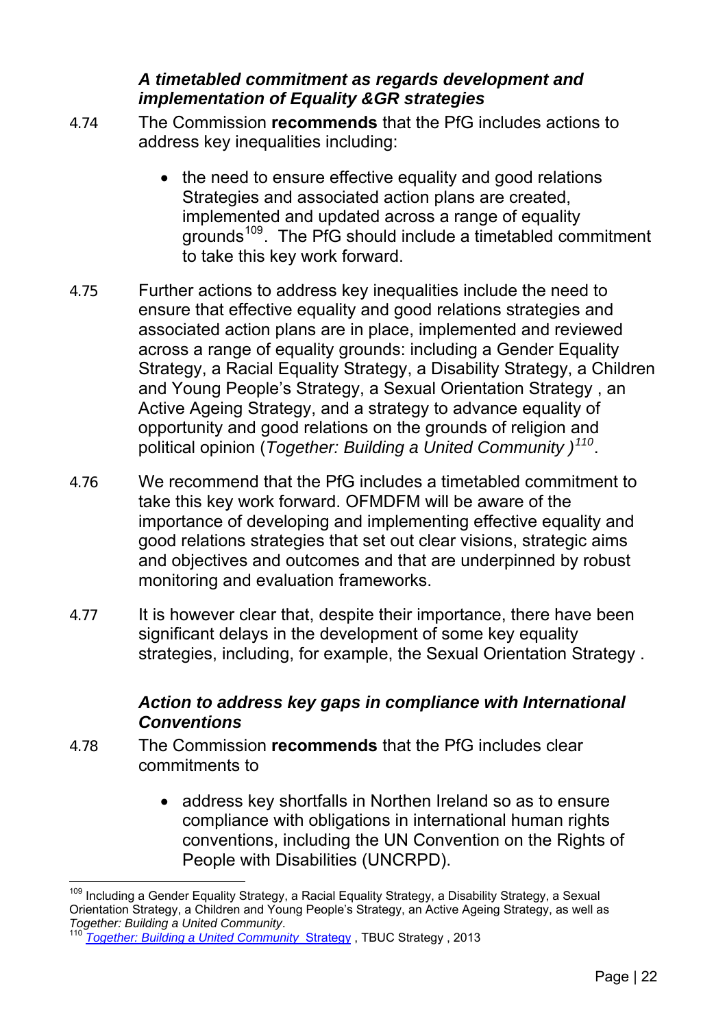### *A timetabled commitment as regards development and implementation of Equality &GR strategies*

4.74 The Commission **recommends** that the PfG includes actions to address key inequalities including:

- the need to ensure effective equality and good relations Strategies and associated action plans are created, implemented and updated across a range of equality grounds[109]. The PfG should include a timetabled commitment to take this key work forward.

4.75 Further actions to address key inequalities include the need to ensure that effective equality and good relations strategies and associated action plans are in place, implemented and reviewed across a range of equality grounds: including a Gender Equality Strategy, a Racial Equality Strategy, a Disability Strategy, a Children and Young People's Strategy, a Sexual Orientation Strategy , an Active Ageing Strategy, and a strategy to advance equality of opportunity and good relations on the grounds of religion and political opinion (*Together: Building a United Community )*[110].

4.76 We recommend that the PfG includes a timetabled commitment to take this key work forward. OFMDFM will be aware of the importance of developing and implementing effective equality and good relations strategies that set out clear visions, strategic aims and objectives and outcomes and that are underpinned by robust monitoring and evaluation frameworks.

4.77 It is however clear that, despite their importance, there have been significant delays in the development of some key equality strategies, including, for example, the Sexual Orientation Strategy .

### *Action to address key gaps in compliance with International Conventions*

4.78 The Commission **recommends** that the PfG includes clear commitments to

- address key shortfalls in Northen Ireland so as to ensure compliance with obligations in international human rights conventions, including the UN Convention on the Rights of People with Disabilities (UNCRPD).

---

[109] Including a Gender Equality Strategy, a Racial Equality Strategy, a Disability Strategy, a Sexual Orientation Strategy, a Children and Young People's Strategy, an Active Ageing Strategy, as well as *Together: Building a United Community*.

[110] *Together: Building a United Community* Strategy , TBUC Strategy , 2013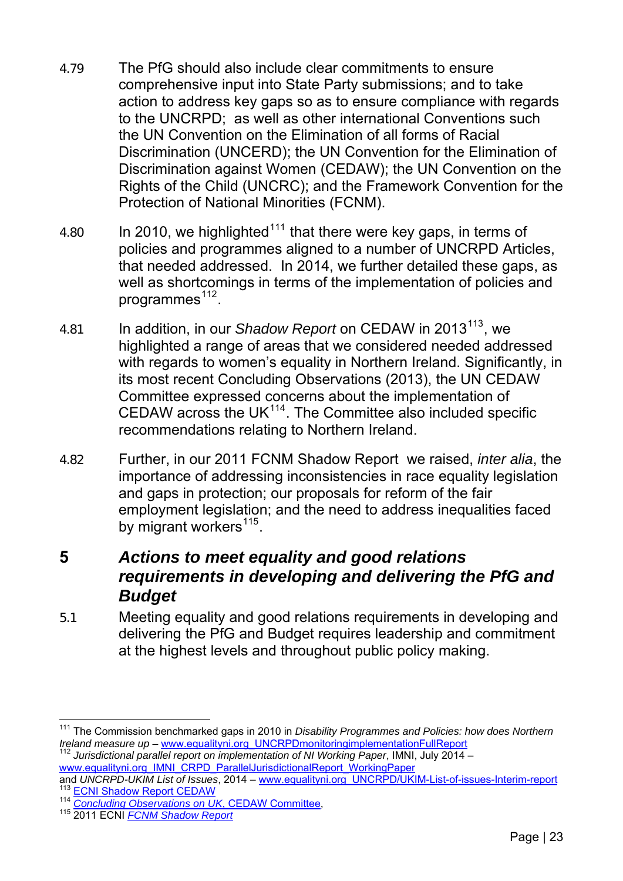4.79 The PfG should also include clear commitments to ensure comprehensive input into State Party submissions; and to take action to address key gaps so as to ensure compliance with regards to the UNCRPD; as well as other international Conventions such the UN Convention on the Elimination of all forms of Racial Discrimination (UNCERD); the UN Convention for the Elimination of Discrimination against Women (CEDAW); the UN Convention on the Rights of the Child (UNCRC); and the Framework Convention for the Protection of National Minorities (FCNM).

4.80 In 2010, we highlighted[111] that there were key gaps, in terms of policies and programmes aligned to a number of UNCRPD Articles, that needed addressed. In 2014, we further detailed these gaps, as well as shortcomings in terms of the implementation of policies and programmes[112].

4.81 In addition, in our *Shadow Report* on CEDAW in 2013[113], we highlighted a range of areas that we considered needed addressed with regards to women's equality in Northern Ireland. Significantly, in its most recent Concluding Observations (2013), the UN CEDAW Committee expressed concerns about the implementation of CEDAW across the UK[114]. The Committee also included specific recommendations relating to Northern Ireland.

4.82 Further, in our 2011 FCNM Shadow Report we raised, *inter alia*, the importance of addressing inconsistencies in race equality legislation and gaps in protection; our proposals for reform of the fair employment legislation; and the need to address inequalities faced by migrant workers[115].

## 5 *Actions to meet equality and good relations requirements in developing and delivering the PfG and Budget*

5.1 Meeting equality and good relations requirements in developing and delivering the PfG and Budget requires leadership and commitment at the highest levels and throughout public policy making.

---

[111] The Commission benchmarked gaps in 2010 in *Disability Programmes and Policies: how does Northern Ireland measure up* – www.equalityni.org_UNCRPDmonitoringimplementationFullReport

[112] *Jurisdictional parallel report on implementation of NI Working Paper*, IMNI, July 2014 – www.equalityni.org_IMNI_CRPD_ParallelJurisdictionalReport_WorkingPaper and *UNCRPD-UKIM List of Issues*, 2014 – www.equalityni.org_UNCRPD/UKIM-List-of-issues-Interim-report

[113] ECNI Shadow Report CEDAW

[114] *Concluding Observations on UK*, CEDAW Committee,

[115] 2011 ECNI *FCNM Shadow Report*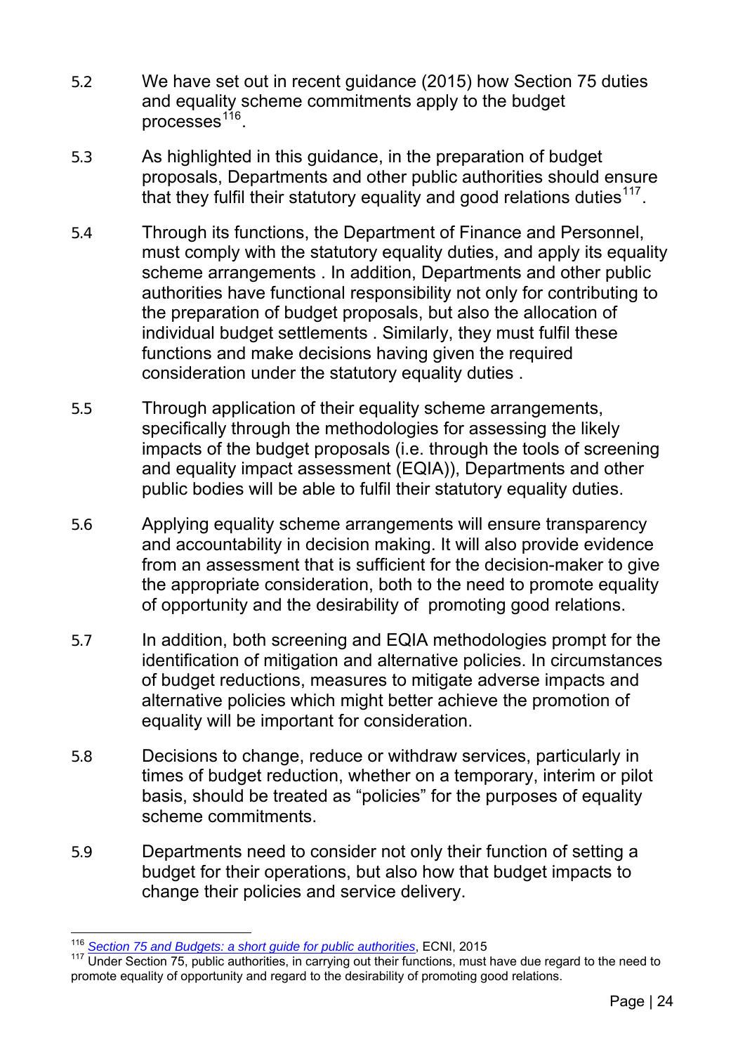5.2 We have set out in recent guidance (2015) how Section 75 duties and equality scheme commitments apply to the budget processes[116].

5.3 As highlighted in this guidance, in the preparation of budget proposals, Departments and other public authorities should ensure that they fulfil their statutory equality and good relations duties[117].

5.4 Through its functions, the Department of Finance and Personnel, must comply with the statutory equality duties, and apply its equality scheme arrangements . In addition, Departments and other public authorities have functional responsibility not only for contributing to the preparation of budget proposals, but also the allocation of individual budget settlements . Similarly, they must fulfil these functions and make decisions having given the required consideration under the statutory equality duties .

5.5 Through application of their equality scheme arrangements, specifically through the methodologies for assessing the likely impacts of the budget proposals (i.e. through the tools of screening and equality impact assessment (EQIA)), Departments and other public bodies will be able to fulfil their statutory equality duties.

5.6 Applying equality scheme arrangements will ensure transparency and accountability in decision making. It will also provide evidence from an assessment that is sufficient for the decision-maker to give the appropriate consideration, both to the need to promote equality of opportunity and the desirability of promoting good relations.

5.7 In addition, both screening and EQIA methodologies prompt for the identification of mitigation and alternative policies. In circumstances of budget reductions, measures to mitigate adverse impacts and alternative policies which might better achieve the promotion of equality will be important for consideration.

5.8 Decisions to change, reduce or withdraw services, particularly in times of budget reduction, whether on a temporary, interim or pilot basis, should be treated as "policies" for the purposes of equality scheme commitments.

5.9 Departments need to consider not only their function of setting a budget for their operations, but also how that budget impacts to change their policies and service delivery.

---

[116] *Section 75 and Budgets: a short guide for public authorities*, ECNI, 2015

[117] Under Section 75, public authorities, in carrying out their functions, must have due regard to the need to promote equality of opportunity and regard to the desirability of promoting good relations.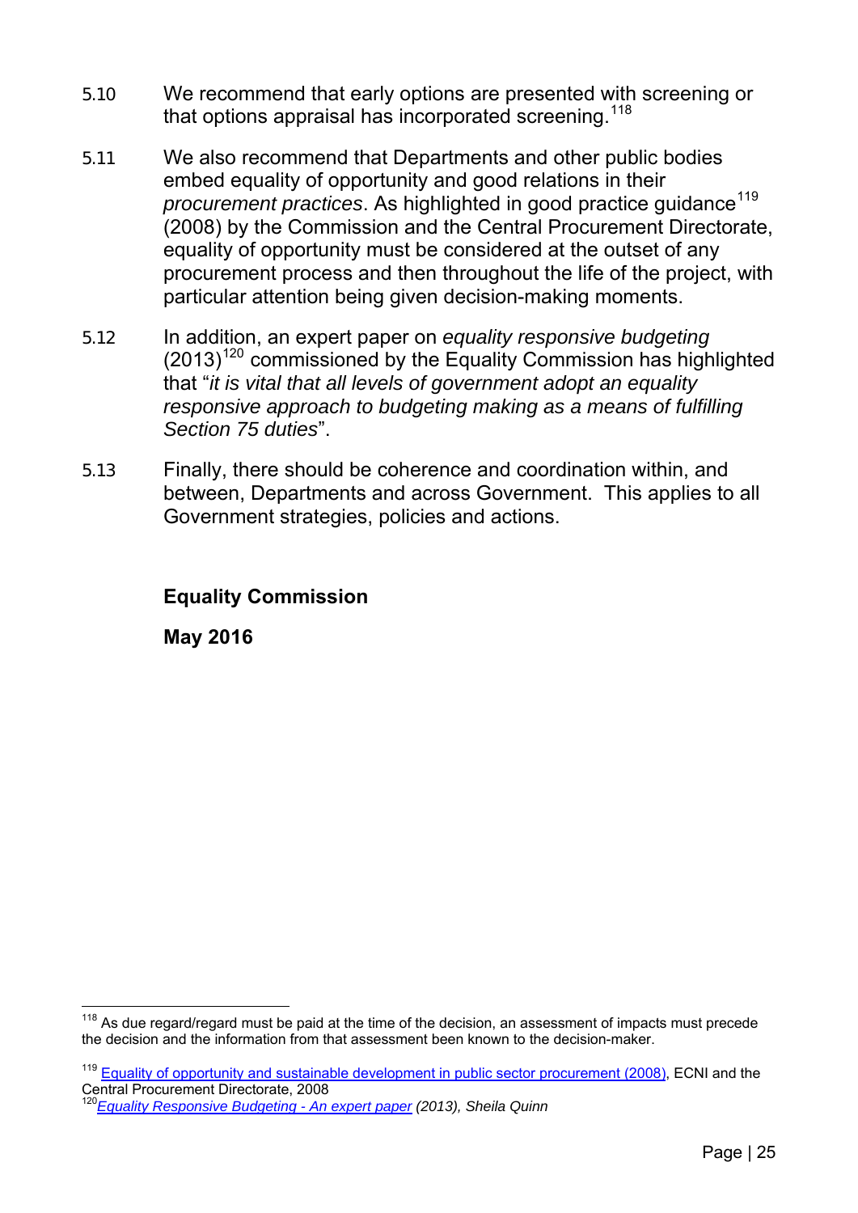5.10 We recommend that early options are presented with screening or that options appraisal has incorporated screening.[118]

5.11 We also recommend that Departments and other public bodies embed equality of opportunity and good relations in their *procurement practices*. As highlighted in good practice guidance[119] (2008) by the Commission and the Central Procurement Directorate, equality of opportunity must be considered at the outset of any procurement process and then throughout the life of the project, with particular attention being given decision-making moments.

5.12 In addition, an expert paper on *equality responsive budgeting* (2013)[120] commissioned by the Equality Commission has highlighted that "*it is vital that all levels of government adopt an equality responsive approach to budgeting making as a means of fulfilling Section 75 duties*".

5.13 Finally, there should be coherence and coordination within, and between, Departments and across Government. This applies to all Government strategies, policies and actions.

**Equality Commission**

**May 2016**

---

[118] As due regard/regard must be paid at the time of the decision, an assessment of impacts must precede the decision and the information from that assessment been known to the decision-maker.

[119] Equality of opportunity and sustainable development in public sector procurement (2008), ECNI and the Central Procurement Directorate, 2008

[120] *Equality Responsive Budgeting - An expert paper (2013), Sheila Quinn*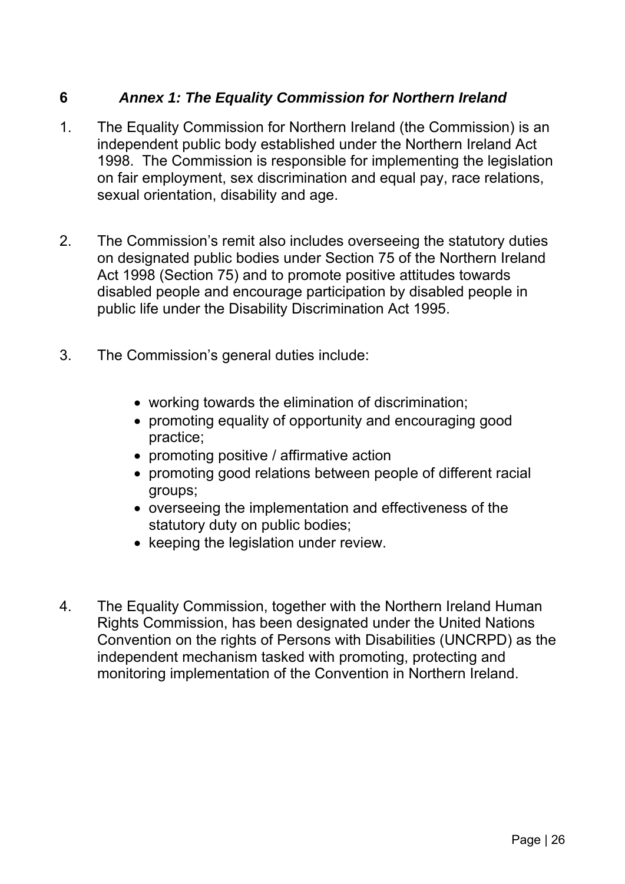## 6 *Annex 1: The Equality Commission for Northern Ireland*

1. The Equality Commission for Northern Ireland (the Commission) is an independent public body established under the Northern Ireland Act 1998. The Commission is responsible for implementing the legislation on fair employment, sex discrimination and equal pay, race relations, sexual orientation, disability and age.

2. The Commission's remit also includes overseeing the statutory duties on designated public bodies under Section 75 of the Northern Ireland Act 1998 (Section 75) and to promote positive attitudes towards disabled people and encourage participation by disabled people in public life under the Disability Discrimination Act 1995.

3. The Commission's general duties include:

   - working towards the elimination of discrimination;
   - promoting equality of opportunity and encouraging good practice;
   - promoting positive / affirmative action
   - promoting good relations between people of different racial groups;
   - overseeing the implementation and effectiveness of the statutory duty on public bodies;
   - keeping the legislation under review.

4. The Equality Commission, together with the Northern Ireland Human Rights Commission, has been designated under the United Nations Convention on the rights of Persons with Disabilities (UNCRPD) as the independent mechanism tasked with promoting, protecting and monitoring implementation of the Convention in Northern Ireland.